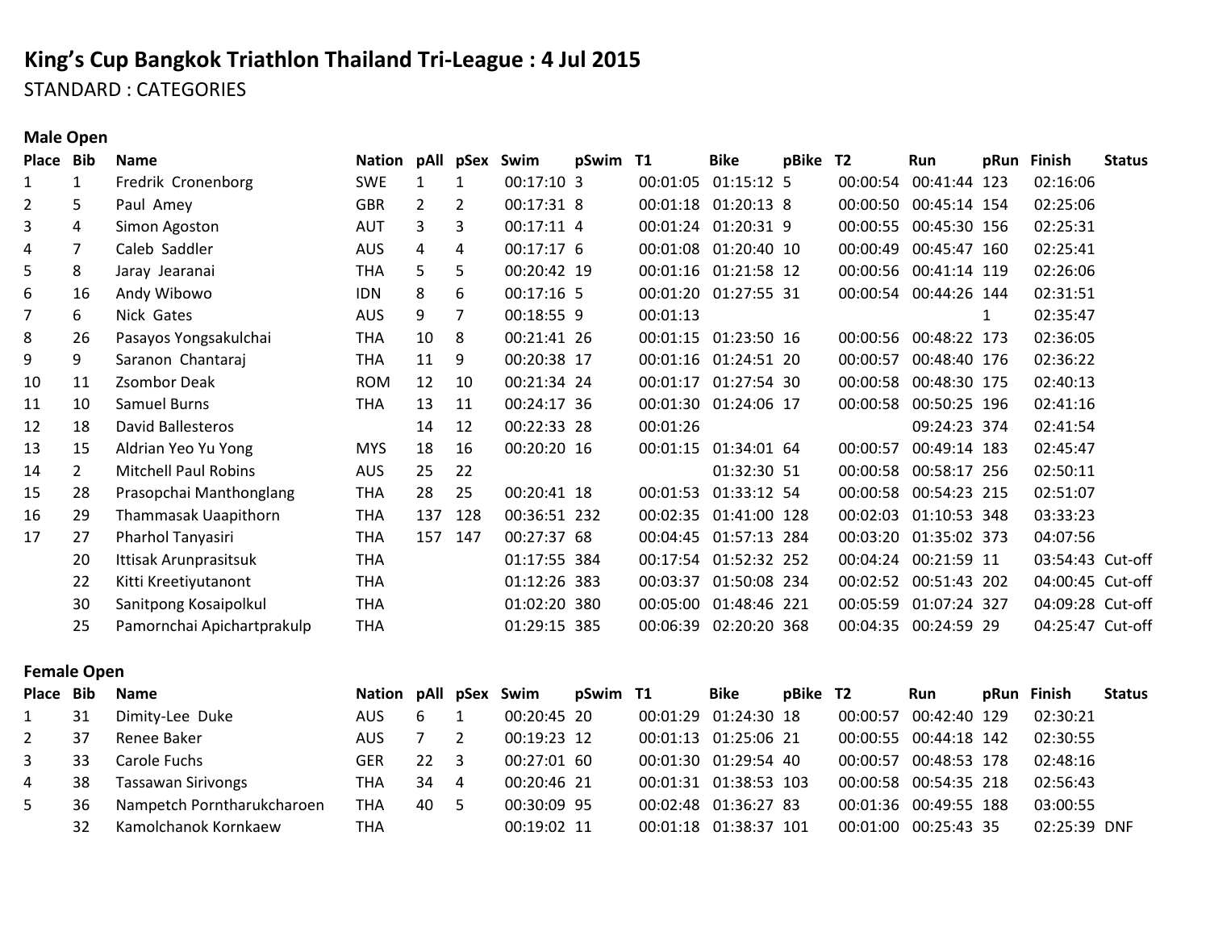# King's Cup Bangkok Triathlon Thailand Tri-League : 4 Jul 2015

STANDARD : CATEGORIES

### Male Open

| Place | Bib | Name | Nation | pAll | pSex | Swim | pSwim | T1 | Bike | pBike | T2 | Run | pRun | Finish | Status |
|---|---|---|---|---|---|---|---|---|---|---|---|---|---|---|---|
| 1 | 1 | Fredrik Cronenborg | SWE | 1 | 1 | 00:17:10 | 3 | 00:01:05 | 01:15:12 | 5 | 00:00:54 | 00:41:44 | 123 | 02:16:06 | |
| 2 | 5 | Paul Amey | GBR | 2 | 2 | 00:17:31 | 8 | 00:01:18 | 01:20:13 | 8 | 00:00:50 | 00:45:14 | 154 | 02:25:06 | |
| 3 | 4 | Simon Agoston | AUT | 3 | 3 | 00:17:11 | 4 | 00:01:24 | 01:20:31 | 9 | 00:00:55 | 00:45:30 | 156 | 02:25:31 | |
| 4 | 7 | Caleb Saddler | AUS | 4 | 4 | 00:17:17 | 6 | 00:01:08 | 01:20:40 | 10 | 00:00:49 | 00:45:47 | 160 | 02:25:41 | |
| 5 | 8 | Jaray Jearanai | THA | 5 | 5 | 00:20:42 | 19 | 00:01:16 | 01:21:58 | 12 | 00:00:56 | 00:41:14 | 119 | 02:26:06 | |
| 6 | 16 | Andy Wibowo | IDN | 8 | 6 | 00:17:16 | 5 | 00:01:20 | 01:27:55 | 31 | 00:00:54 | 00:44:26 | 144 | 02:31:51 | |
| 7 | 6 | Nick Gates | AUS | 9 | 7 | 00:18:55 | 9 | 00:01:13 | | | | | 1 | 02:35:47 | |
| 8 | 26 | Pasayos Yongsakulchai | THA | 10 | 8 | 00:21:41 | 26 | 00:01:15 | 01:23:50 | 16 | 00:00:56 | 00:48:22 | 173 | 02:36:05 | |
| 9 | 9 | Saranon Chantaraj | THA | 11 | 9 | 00:20:38 | 17 | 00:01:16 | 01:24:51 | 20 | 00:00:57 | 00:48:40 | 176 | 02:36:22 | |
| 10 | 11 | Zsombor Deak | ROM | 12 | 10 | 00:21:34 | 24 | 00:01:17 | 01:27:54 | 30 | 00:00:58 | 00:48:30 | 175 | 02:40:13 | |
| 11 | 10 | Samuel Burns | THA | 13 | 11 | 00:24:17 | 36 | 00:01:30 | 01:24:06 | 17 | 00:00:58 | 00:50:25 | 196 | 02:41:16 | |
| 12 | 18 | David Ballesteros | | 14 | 12 | 00:22:33 | 28 | 00:01:26 | | | | 09:24:23 | 374 | 02:41:54 | |
| 13 | 15 | Aldrian Yeo Yu Yong | MYS | 18 | 16 | 00:20:20 | 16 | 00:01:15 | 01:34:01 | 64 | 00:00:57 | 00:49:14 | 183 | 02:45:47 | |
| 14 | 2 | Mitchell Paul Robins | AUS | 25 | 22 | | | | 01:32:30 | 51 | 00:00:58 | 00:58:17 | 256 | 02:50:11 | |
| 15 | 28 | Prasopchai Manthonglang | THA | 28 | 25 | 00:20:41 | 18 | 00:01:53 | 01:33:12 | 54 | 00:00:58 | 00:54:23 | 215 | 02:51:07 | |
| 16 | 29 | Thammasak Uaapithorn | THA | 137 | 128 | 00:36:51 | 232 | 00:02:35 | 01:41:00 | 128 | 00:02:03 | 01:10:53 | 348 | 03:33:23 | |
| 17 | 27 | Pharhol Tanyasiri | THA | 157 | 147 | 00:27:37 | 68 | 00:04:45 | 01:57:13 | 284 | 00:03:20 | 01:35:02 | 373 | 04:07:56 | |
| | 20 | Ittisak Arunprasitsuk | THA | | | 01:17:55 | 384 | 00:17:54 | 01:52:32 | 252 | 00:04:24 | 00:21:59 | 11 | 03:54:43 | Cut-off |
| | 22 | Kitti Kreetiyutanont | THA | | | 01:12:26 | 383 | 00:03:37 | 01:50:08 | 234 | 00:02:52 | 00:51:43 | 202 | 04:00:45 | Cut-off |
| | 30 | Sanitpong Kosaipolkul | THA | | | 01:02:20 | 380 | 00:05:00 | 01:48:46 | 221 | 00:05:59 | 01:07:24 | 327 | 04:09:28 | Cut-off |
| | 25 | Pamornchai Apichartprakulp | THA | | | 01:29:15 | 385 | 00:06:39 | 02:20:20 | 368 | 00:04:35 | 00:24:59 | 29 | 04:25:47 | Cut-off |

### Female Open

| Place | Bib | Name | Nation | pAll | pSex | Swim | pSwim | T1 | Bike | pBike | T2 | Run | pRun | Finish | Status |
|---|---|---|---|---|---|---|---|---|---|---|---|---|---|---|---|
| 1 | 31 | Dimity-Lee Duke | AUS | 6 | 1 | 00:20:45 | 20 | 00:01:29 | 01:24:30 | 18 | 00:00:57 | 00:42:40 | 129 | 02:30:21 | |
| 2 | 37 | Renee Baker | AUS | 7 | 2 | 00:19:23 | 12 | 00:01:13 | 01:25:06 | 21 | 00:00:55 | 00:44:18 | 142 | 02:30:55 | |
| 3 | 33 | Carole Fuchs | GER | 22 | 3 | 00:27:01 | 60 | 00:01:30 | 01:29:54 | 40 | 00:00:57 | 00:48:53 | 178 | 02:48:16 | |
| 4 | 38 | Tassawan Sirivongs | THA | 34 | 4 | 00:20:46 | 21 | 00:01:31 | 01:38:53 | 103 | 00:00:58 | 00:54:35 | 218 | 02:56:43 | |
| 5 | 36 | Nampetch Porntharukcharoen | THA | 40 | 5 | 00:30:09 | 95 | 00:02:48 | 01:36:27 | 83 | 00:01:36 | 00:49:55 | 188 | 03:00:55 | |
| | 32 | Kamolchanok Kornkaew | THA | | | 00:19:02 | 11 | 00:01:18 | 01:38:37 | 101 | 00:01:00 | 00:25:43 | 35 | 02:25:39 | DNF |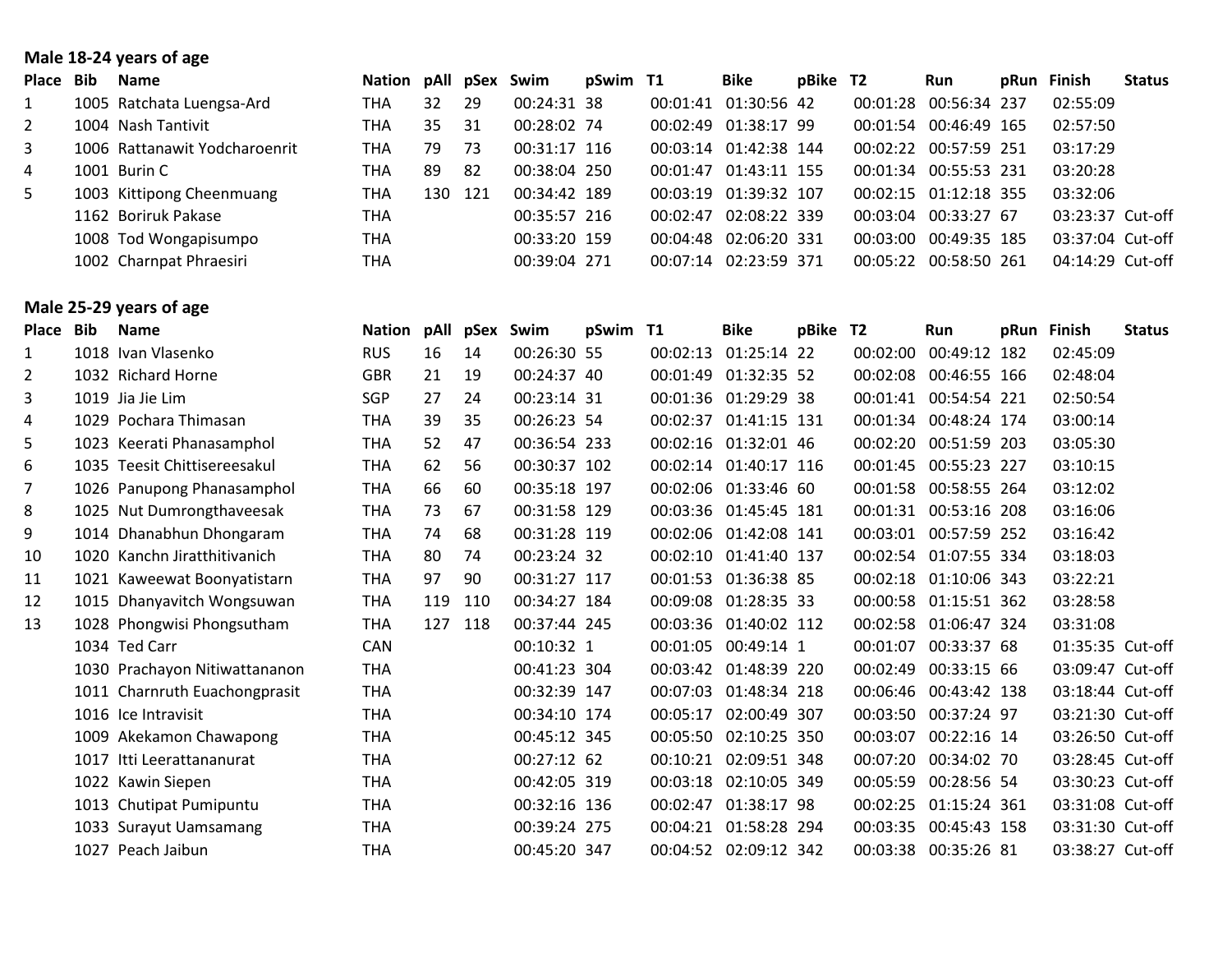## Male 18-24 years of age

| Place | Bib | Name | Nation | pAll | pSex | Swim | pSwim | T1 | Bike | pBike | T2 | Run | pRun | Finish | Status |
|---|---|---|---|---|---|---|---|---|---|---|---|---|---|---|---|
| 1 | 1005 | Ratchata Luengsa-Ard | THA | 32 | 29 | 00:24:31 | 38 | 00:01:41 | 01:30:56 | 42 | 00:01:28 | 00:56:34 | 237 | 02:55:09 | |
| 2 | 1004 | Nash Tantivit | THA | 35 | 31 | 00:28:02 | 74 | 00:02:49 | 01:38:17 | 99 | 00:01:54 | 00:46:49 | 165 | 02:57:50 | |
| 3 | 1006 | Rattanawit Yodcharoenrit | THA | 79 | 73 | 00:31:17 | 116 | 00:03:14 | 01:42:38 | 144 | 00:02:22 | 00:57:59 | 251 | 03:17:29 | |
| 4 | 1001 | Burin C | THA | 89 | 82 | 00:38:04 | 250 | 00:01:47 | 01:43:11 | 155 | 00:01:34 | 00:55:53 | 231 | 03:20:28 | |
| 5 | 1003 | Kittipong Cheenmuang | THA | 130 | 121 | 00:34:42 | 189 | 00:03:19 | 01:39:32 | 107 | 00:02:15 | 01:12:18 | 355 | 03:32:06 | |
| | 1162 | Boriruk Pakase | THA | | | 00:35:57 | 216 | 00:02:47 | 02:08:22 | 339 | 00:03:04 | 00:33:27 | 67 | 03:23:37 | Cut-off |
| | 1008 | Tod Wongapisumpo | THA | | | 00:33:20 | 159 | 00:04:48 | 02:06:20 | 331 | 00:03:00 | 00:49:35 | 185 | 03:37:04 | Cut-off |
| | 1002 | Charnpat Phraesiri | THA | | | 00:39:04 | 271 | 00:07:14 | 02:23:59 | 371 | 00:05:22 | 00:58:50 | 261 | 04:14:29 | Cut-off |

## Male 25-29 years of age

| Place | Bib | Name | Nation | pAll | pSex | Swim | pSwim | T1 | Bike | pBike | T2 | Run | pRun | Finish | Status |
|---|---|---|---|---|---|---|---|---|---|---|---|---|---|---|---|
| 1 | 1018 | Ivan Vlasenko | RUS | 16 | 14 | 00:26:30 | 55 | 00:02:13 | 01:25:14 | 22 | 00:02:00 | 00:49:12 | 182 | 02:45:09 | |
| 2 | 1032 | Richard Horne | GBR | 21 | 19 | 00:24:37 | 40 | 00:01:49 | 01:32:35 | 52 | 00:02:08 | 00:46:55 | 166 | 02:48:04 | |
| 3 | 1019 | Jia Jie Lim | SGP | 27 | 24 | 00:23:14 | 31 | 00:01:36 | 01:29:29 | 38 | 00:01:41 | 00:54:54 | 221 | 02:50:54 | |
| 4 | 1029 | Pochara Thimasan | THA | 39 | 35 | 00:26:23 | 54 | 00:02:37 | 01:41:15 | 131 | 00:01:34 | 00:48:24 | 174 | 03:00:14 | |
| 5 | 1023 | Keerati Phanasamphol | THA | 52 | 47 | 00:36:54 | 233 | 00:02:16 | 01:32:01 | 46 | 00:02:20 | 00:51:59 | 203 | 03:05:30 | |
| 6 | 1035 | Teesit Chittisereesakul | THA | 62 | 56 | 00:30:37 | 102 | 00:02:14 | 01:40:17 | 116 | 00:01:45 | 00:55:23 | 227 | 03:10:15 | |
| 7 | 1026 | Panupong Phanasamphol | THA | 66 | 60 | 00:35:18 | 197 | 00:02:06 | 01:33:46 | 60 | 00:01:58 | 00:58:55 | 264 | 03:12:02 | |
| 8 | 1025 | Nut Dumrongthaveesak | THA | 73 | 67 | 00:31:58 | 129 | 00:03:36 | 01:45:45 | 181 | 00:01:31 | 00:53:16 | 208 | 03:16:06 | |
| 9 | 1014 | Dhanabhun Dhongaram | THA | 74 | 68 | 00:31:28 | 119 | 00:02:06 | 01:42:08 | 141 | 00:03:01 | 00:57:59 | 252 | 03:16:42 | |
| 10 | 1020 | Kanchn Jiratthitivanich | THA | 80 | 74 | 00:23:24 | 32 | 00:02:10 | 01:41:40 | 137 | 00:02:54 | 01:07:55 | 334 | 03:18:03 | |
| 11 | 1021 | Kaweewat Boonyatistarn | THA | 97 | 90 | 00:31:27 | 117 | 00:01:53 | 01:36:38 | 85 | 00:02:18 | 01:10:06 | 343 | 03:22:21 | |
| 12 | 1015 | Dhanyavitch Wongsuwan | THA | 119 | 110 | 00:34:27 | 184 | 00:09:08 | 01:28:35 | 33 | 00:00:58 | 01:15:51 | 362 | 03:28:58 | |
| 13 | 1028 | Phongwisi Phongsutham | THA | 127 | 118 | 00:37:44 | 245 | 00:03:36 | 01:40:02 | 112 | 00:02:58 | 01:06:47 | 324 | 03:31:08 | |
| | 1034 | Ted Carr | CAN | | | 00:10:32 | 1 | 00:01:05 | 00:49:14 | 1 | 00:01:07 | 00:33:37 | 68 | 01:35:35 | Cut-off |
| | 1030 | Prachayon Nitiwattananon | THA | | | 00:41:23 | 304 | 00:03:42 | 01:48:39 | 220 | 00:02:49 | 00:33:15 | 66 | 03:09:47 | Cut-off |
| | 1011 | Charnruth Euachongprasit | THA | | | 00:32:39 | 147 | 00:07:03 | 01:48:34 | 218 | 00:06:46 | 00:43:42 | 138 | 03:18:44 | Cut-off |
| | 1016 | Ice Intravisit | THA | | | 00:34:10 | 174 | 00:05:17 | 02:00:49 | 307 | 00:03:50 | 00:37:24 | 97 | 03:21:30 | Cut-off |
| | 1009 | Akekamon Chawapong | THA | | | 00:45:12 | 345 | 00:05:50 | 02:10:25 | 350 | 00:03:07 | 00:22:16 | 14 | 03:26:50 | Cut-off |
| | 1017 | Itti Leerattananurat | THA | | | 00:27:12 | 62 | 00:10:21 | 02:09:51 | 348 | 00:07:20 | 00:34:02 | 70 | 03:28:45 | Cut-off |
| | 1022 | Kawin Siepen | THA | | | 00:42:05 | 319 | 00:03:18 | 02:10:05 | 349 | 00:05:59 | 00:28:56 | 54 | 03:30:23 | Cut-off |
| | 1013 | Chutipat Pumipuntu | THA | | | 00:32:16 | 136 | 00:02:47 | 01:38:17 | 98 | 00:02:25 | 01:15:24 | 361 | 03:31:08 | Cut-off |
| | 1033 | Surayut Uamsamang | THA | | | 00:39:24 | 275 | 00:04:21 | 01:58:28 | 294 | 00:03:35 | 00:45:43 | 158 | 03:31:30 | Cut-off |
| | 1027 | Peach Jaibun | THA | | | 00:45:20 | 347 | 00:04:52 | 02:09:12 | 342 | 00:03:38 | 00:35:26 | 81 | 03:38:27 | Cut-off |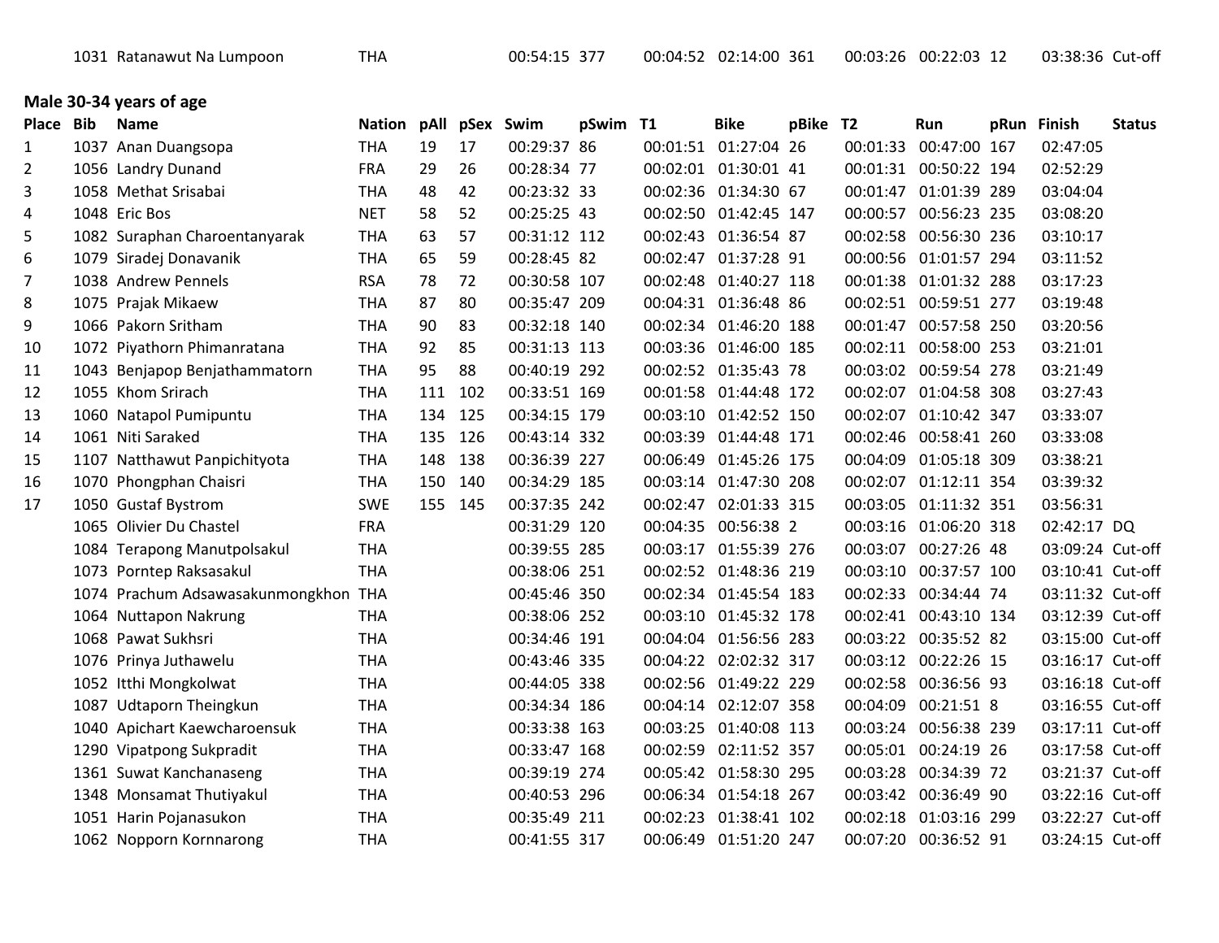| | 1031 | Ratanawut Na Lumpoon | THA | | | 00:54:15 | 377 | 00:04:52 | 02:14:00 | 361 | 00:03:26 | 00:22:03 | 12 | 03:38:36 | Cut-off |
|---|---|---|---|---|---|---|---|---|---|---|---|---|---|---|---|

## Male 30-34 years of age

| Place | Bib | Name | Nation | pAll | pSex | Swim | pSwim | T1 | Bike | pBike | T2 | Run | pRun | Finish | Status |
|---|---|---|---|---|---|---|---|---|---|---|---|---|---|---|---|
| 1 | 1037 | Anan Duangsopa | THA | 19 | 17 | 00:29:37 | 86 | 00:01:51 | 01:27:04 | 26 | 00:01:33 | 00:47:00 | 167 | 02:47:05 | |
| 2 | 1056 | Landry Dunand | FRA | 29 | 26 | 00:28:34 | 77 | 00:02:01 | 01:30:01 | 41 | 00:01:31 | 00:50:22 | 194 | 02:52:29 | |
| 3 | 1058 | Methat Srisabai | THA | 48 | 42 | 00:23:32 | 33 | 00:02:36 | 01:34:30 | 67 | 00:01:47 | 01:01:39 | 289 | 03:04:04 | |
| 4 | 1048 | Eric Bos | NET | 58 | 52 | 00:25:25 | 43 | 00:02:50 | 01:42:45 | 147 | 00:00:57 | 00:56:23 | 235 | 03:08:20 | |
| 5 | 1082 | Suraphan Charoentanyarak | THA | 63 | 57 | 00:31:12 | 112 | 00:02:43 | 01:36:54 | 87 | 00:02:58 | 00:56:30 | 236 | 03:10:17 | |
| 6 | 1079 | Siradej Donavanik | THA | 65 | 59 | 00:28:45 | 82 | 00:02:47 | 01:37:28 | 91 | 00:00:56 | 01:01:57 | 294 | 03:11:52 | |
| 7 | 1038 | Andrew Pennels | RSA | 78 | 72 | 00:30:58 | 107 | 00:02:48 | 01:40:27 | 118 | 00:01:38 | 01:01:32 | 288 | 03:17:23 | |
| 8 | 1075 | Prajak Mikaew | THA | 87 | 80 | 00:35:47 | 209 | 00:04:31 | 01:36:48 | 86 | 00:02:51 | 00:59:51 | 277 | 03:19:48 | |
| 9 | 1066 | Pakorn Sritham | THA | 90 | 83 | 00:32:18 | 140 | 00:02:34 | 01:46:20 | 188 | 00:01:47 | 00:57:58 | 250 | 03:20:56 | |
| 10 | 1072 | Piyathorn Phimanratana | THA | 92 | 85 | 00:31:13 | 113 | 00:03:36 | 01:46:00 | 185 | 00:02:11 | 00:58:00 | 253 | 03:21:01 | |
| 11 | 1043 | Benjapop Benjathammatorn | THA | 95 | 88 | 00:40:19 | 292 | 00:02:52 | 01:35:43 | 78 | 00:03:02 | 00:59:54 | 278 | 03:21:49 | |
| 12 | 1055 | Khom Srirach | THA | 111 | 102 | 00:33:51 | 169 | 00:01:58 | 01:44:48 | 172 | 00:02:07 | 01:04:58 | 308 | 03:27:43 | |
| 13 | 1060 | Natapol Pumipuntu | THA | 134 | 125 | 00:34:15 | 179 | 00:03:10 | 01:42:52 | 150 | 00:02:07 | 01:10:42 | 347 | 03:33:07 | |
| 14 | 1061 | Niti Saraked | THA | 135 | 126 | 00:43:14 | 332 | 00:03:39 | 01:44:48 | 171 | 00:02:46 | 00:58:41 | 260 | 03:33:08 | |
| 15 | 1107 | Natthawut Panpichityota | THA | 148 | 138 | 00:36:39 | 227 | 00:06:49 | 01:45:26 | 175 | 00:04:09 | 01:05:18 | 309 | 03:38:21 | |
| 16 | 1070 | Phongphan Chaisri | THA | 150 | 140 | 00:34:29 | 185 | 00:03:14 | 01:47:30 | 208 | 00:02:07 | 01:12:11 | 354 | 03:39:32 | |
| 17 | 1050 | Gustaf Bystrom | SWE | 155 | 145 | 00:37:35 | 242 | 00:02:47 | 02:01:33 | 315 | 00:03:05 | 01:11:32 | 351 | 03:56:31 | |
| | 1065 | Olivier Du Chastel | FRA | | | 00:31:29 | 120 | 00:04:35 | 00:56:38 | 2 | 00:03:16 | 01:06:20 | 318 | 02:42:17 | DQ |
| | 1084 | Terapong Manutpolsakul | THA | | | 00:39:55 | 285 | 00:03:17 | 01:55:39 | 276 | 00:03:07 | 00:27:26 | 48 | 03:09:24 | Cut-off |
| | 1073 | Porntep Raksasakul | THA | | | 00:38:06 | 251 | 00:02:52 | 01:48:36 | 219 | 00:03:10 | 00:37:57 | 100 | 03:10:41 | Cut-off |
| | 1074 | Prachum Adsawasakunmongkhon | THA | | | 00:45:46 | 350 | 00:02:34 | 01:45:54 | 183 | 00:02:33 | 00:34:44 | 74 | 03:11:32 | Cut-off |
| | 1064 | Nuttapon Nakrung | THA | | | 00:38:06 | 252 | 00:03:10 | 01:45:32 | 178 | 00:02:41 | 00:43:10 | 134 | 03:12:39 | Cut-off |
| | 1068 | Pawat Sukhsri | THA | | | 00:34:46 | 191 | 00:04:04 | 01:56:56 | 283 | 00:03:22 | 00:35:52 | 82 | 03:15:00 | Cut-off |
| | 1076 | Prinya Juthawelu | THA | | | 00:43:46 | 335 | 00:04:22 | 02:02:32 | 317 | 00:03:12 | 00:22:26 | 15 | 03:16:17 | Cut-off |
| | 1052 | Itthi Mongkolwat | THA | | | 00:44:05 | 338 | 00:02:56 | 01:49:22 | 229 | 00:02:58 | 00:36:56 | 93 | 03:16:18 | Cut-off |
| | 1087 | Udtaporn Theingkun | THA | | | 00:34:34 | 186 | 00:04:14 | 02:12:07 | 358 | 00:04:09 | 00:21:51 | 8 | 03:16:55 | Cut-off |
| | 1040 | Apichart Kaewcharoensuk | THA | | | 00:33:38 | 163 | 00:03:25 | 01:40:08 | 113 | 00:03:24 | 00:56:38 | 239 | 03:17:11 | Cut-off |
| | 1290 | Vipatpong Sukpradit | THA | | | 00:33:47 | 168 | 00:02:59 | 02:11:52 | 357 | 00:05:01 | 00:24:19 | 26 | 03:17:58 | Cut-off |
| | 1361 | Suwat Kanchanaseng | THA | | | 00:39:19 | 274 | 00:05:42 | 01:58:30 | 295 | 00:03:28 | 00:34:39 | 72 | 03:21:37 | Cut-off |
| | 1348 | Monsamat Thutiyakul | THA | | | 00:40:53 | 296 | 00:06:34 | 01:54:18 | 267 | 00:03:42 | 00:36:49 | 90 | 03:22:16 | Cut-off |
| | 1051 | Harin Pojanasukon | THA | | | 00:35:49 | 211 | 00:02:23 | 01:38:41 | 102 | 00:02:18 | 01:03:16 | 299 | 03:22:27 | Cut-off |
| | 1062 | Nopporn Kornnarong | THA | | | 00:41:55 | 317 | 00:06:49 | 01:51:20 | 247 | 00:07:20 | 00:36:52 | 91 | 03:24:15 | Cut-off |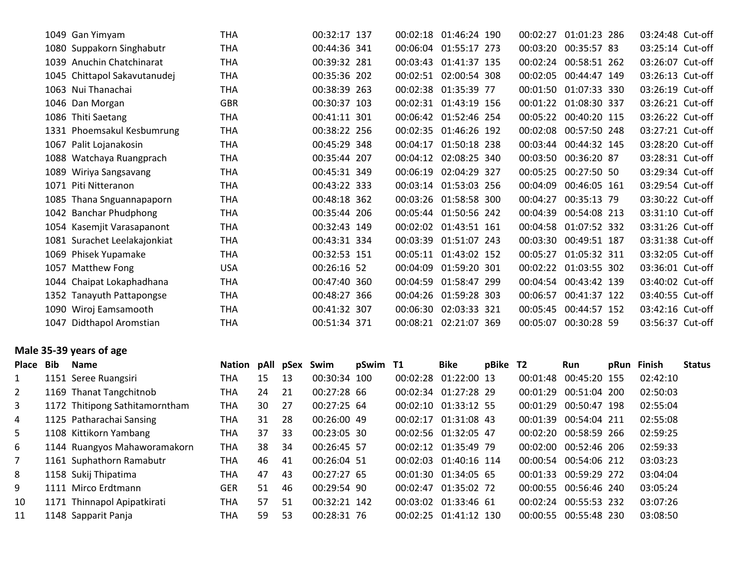| Place | Bib | Name | Nation | pAll | pSex | Swim | pSwim | T1 | Bike | pBike | T2 | Run | pRun | Finish | Status |
|---|---|---|---|---|---|---|---|---|---|---|---|---|---|---|---|
| | 1049 | Gan Yimyam | THA | | | 00:32:17 | 137 | 00:02:18 | 01:46:24 | 190 | 00:02:27 | 01:01:23 | 286 | 03:24:48 | Cut-off |
| | 1080 | Suppakorn Singhabutr | THA | | | 00:44:36 | 341 | 00:06:04 | 01:55:17 | 273 | 00:03:20 | 00:35:57 | 83 | 03:25:14 | Cut-off |
| | 1039 | Anuchin Chatchinarat | THA | | | 00:39:32 | 281 | 00:03:43 | 01:41:37 | 135 | 00:02:24 | 00:58:51 | 262 | 03:26:07 | Cut-off |
| | 1045 | Chittapol Sakavutanudej | THA | | | 00:35:36 | 202 | 00:02:51 | 02:00:54 | 308 | 00:02:05 | 00:44:47 | 149 | 03:26:13 | Cut-off |
| | 1063 | Nui Thanachai | THA | | | 00:38:39 | 263 | 00:02:38 | 01:35:39 | 77 | 00:01:50 | 01:07:33 | 330 | 03:26:19 | Cut-off |
| | 1046 | Dan Morgan | GBR | | | 00:30:37 | 103 | 00:02:31 | 01:43:19 | 156 | 00:01:22 | 01:08:30 | 337 | 03:26:21 | Cut-off |
| | 1086 | Thiti Saetang | THA | | | 00:41:11 | 301 | 00:06:42 | 01:52:46 | 254 | 00:05:22 | 00:40:20 | 115 | 03:26:22 | Cut-off |
| | 1331 | Phoemsakul Kesbumrung | THA | | | 00:38:22 | 256 | 00:02:35 | 01:46:26 | 192 | 00:02:08 | 00:57:50 | 248 | 03:27:21 | Cut-off |
| | 1067 | Palit Lojanakosin | THA | | | 00:45:29 | 348 | 00:04:17 | 01:50:18 | 238 | 00:03:44 | 00:44:32 | 145 | 03:28:20 | Cut-off |
| | 1088 | Watchaya Ruangprach | THA | | | 00:35:44 | 207 | 00:04:12 | 02:08:25 | 340 | 00:03:50 | 00:36:20 | 87 | 03:28:31 | Cut-off |
| | 1089 | Wiriya Sangsavang | THA | | | 00:45:31 | 349 | 00:06:19 | 02:04:29 | 327 | 00:05:25 | 00:27:50 | 50 | 03:29:34 | Cut-off |
| | 1071 | Piti Nitteranon | THA | | | 00:43:22 | 333 | 00:03:14 | 01:53:03 | 256 | 00:04:09 | 00:46:05 | 161 | 03:29:54 | Cut-off |
| | 1085 | Thana Snguannapaporn | THA | | | 00:48:18 | 362 | 00:03:26 | 01:58:58 | 300 | 00:04:27 | 00:35:13 | 79 | 03:30:22 | Cut-off |
| | 1042 | Banchar Phudphong | THA | | | 00:35:44 | 206 | 00:05:44 | 01:50:56 | 242 | 00:04:39 | 00:54:08 | 213 | 03:31:10 | Cut-off |
| | 1054 | Kasemjit Varasapanont | THA | | | 00:32:43 | 149 | 00:02:02 | 01:43:51 | 161 | 00:04:58 | 01:07:52 | 332 | 03:31:26 | Cut-off |
| | 1081 | Surachet Leelakajonkiat | THA | | | 00:43:31 | 334 | 00:03:39 | 01:51:07 | 243 | 00:03:30 | 00:49:51 | 187 | 03:31:38 | Cut-off |
| | 1069 | Phisek Yupamake | THA | | | 00:32:53 | 151 | 00:05:11 | 01:43:02 | 152 | 00:05:27 | 01:05:32 | 311 | 03:32:05 | Cut-off |
| | 1057 | Matthew Fong | USA | | | 00:26:16 | 52 | 00:04:09 | 01:59:20 | 301 | 00:02:22 | 01:03:55 | 302 | 03:36:01 | Cut-off |
| | 1044 | Chaipat Lokaphadhana | THA | | | 00:47:40 | 360 | 00:04:59 | 01:58:47 | 299 | 00:04:54 | 00:43:42 | 139 | 03:40:02 | Cut-off |
| | 1352 | Tanayuth Pattapongse | THA | | | 00:48:27 | 366 | 00:04:26 | 01:59:28 | 303 | 00:06:57 | 00:41:37 | 122 | 03:40:55 | Cut-off |
| | 1090 | Wiroj Eamsamooth | THA | | | 00:41:32 | 307 | 00:06:30 | 02:03:33 | 321 | 00:05:45 | 00:44:57 | 152 | 03:42:16 | Cut-off |
| | 1047 | Didthapol Aromstian | THA | | | 00:51:34 | 371 | 00:08:21 | 02:21:07 | 369 | 00:05:07 | 00:30:28 | 59 | 03:56:37 | Cut-off |

## Male 35-39 years of age

| Place | Bib | Name | Nation | pAll | pSex | Swim | pSwim | T1 | Bike | pBike | T2 | Run | pRun | Finish | Status |
|---|---|---|---|---|---|---|---|---|---|---|---|---|---|---|---|
| 1 | 1151 | Seree Ruangsiri | THA | 15 | 13 | 00:30:34 | 100 | 00:02:28 | 01:22:00 | 13 | 00:01:48 | 00:45:20 | 155 | 02:42:10 | |
| 2 | 1169 | Thanat Tangchitnob | THA | 24 | 21 | 00:27:28 | 66 | 00:02:34 | 01:27:28 | 29 | 00:01:29 | 00:51:04 | 200 | 02:50:03 | |
| 3 | 1172 | Thitipong Sathitamorntham | THA | 30 | 27 | 00:27:25 | 64 | 00:02:10 | 01:33:12 | 55 | 00:01:29 | 00:50:47 | 198 | 02:55:04 | |
| 4 | 1125 | Patharachai Sansing | THA | 31 | 28 | 00:26:00 | 49 | 00:02:17 | 01:31:08 | 43 | 00:01:39 | 00:54:04 | 211 | 02:55:08 | |
| 5 | 1108 | Kittikorn Yambang | THA | 37 | 33 | 00:23:05 | 30 | 00:02:56 | 01:32:05 | 47 | 00:02:20 | 00:58:59 | 266 | 02:59:25 | |
| 6 | 1144 | Ruangyos Mahaworamakorn | THA | 38 | 34 | 00:26:45 | 57 | 00:02:12 | 01:35:49 | 79 | 00:02:00 | 00:52:46 | 206 | 02:59:33 | |
| 7 | 1161 | Suphathorn Ramabutr | THA | 46 | 41 | 00:26:04 | 51 | 00:02:03 | 01:40:16 | 114 | 00:00:54 | 00:54:06 | 212 | 03:03:23 | |
| 8 | 1158 | Sukij Thipatima | THA | 47 | 43 | 00:27:27 | 65 | 00:01:30 | 01:34:05 | 65 | 00:01:33 | 00:59:29 | 272 | 03:04:04 | |
| 9 | 1111 | Mirco Erdtmann | GER | 51 | 46 | 00:29:54 | 90 | 00:02:47 | 01:35:02 | 72 | 00:00:55 | 00:56:46 | 240 | 03:05:24 | |
| 10 | 1171 | Thinnapol Apipatkirati | THA | 57 | 51 | 00:32:21 | 142 | 00:03:02 | 01:33:46 | 61 | 00:02:24 | 00:55:53 | 232 | 03:07:26 | |
| 11 | 1148 | Sapparit Panja | THA | 59 | 53 | 00:28:31 | 76 | 00:02:25 | 01:41:12 | 130 | 00:00:55 | 00:55:48 | 230 | 03:08:50 | |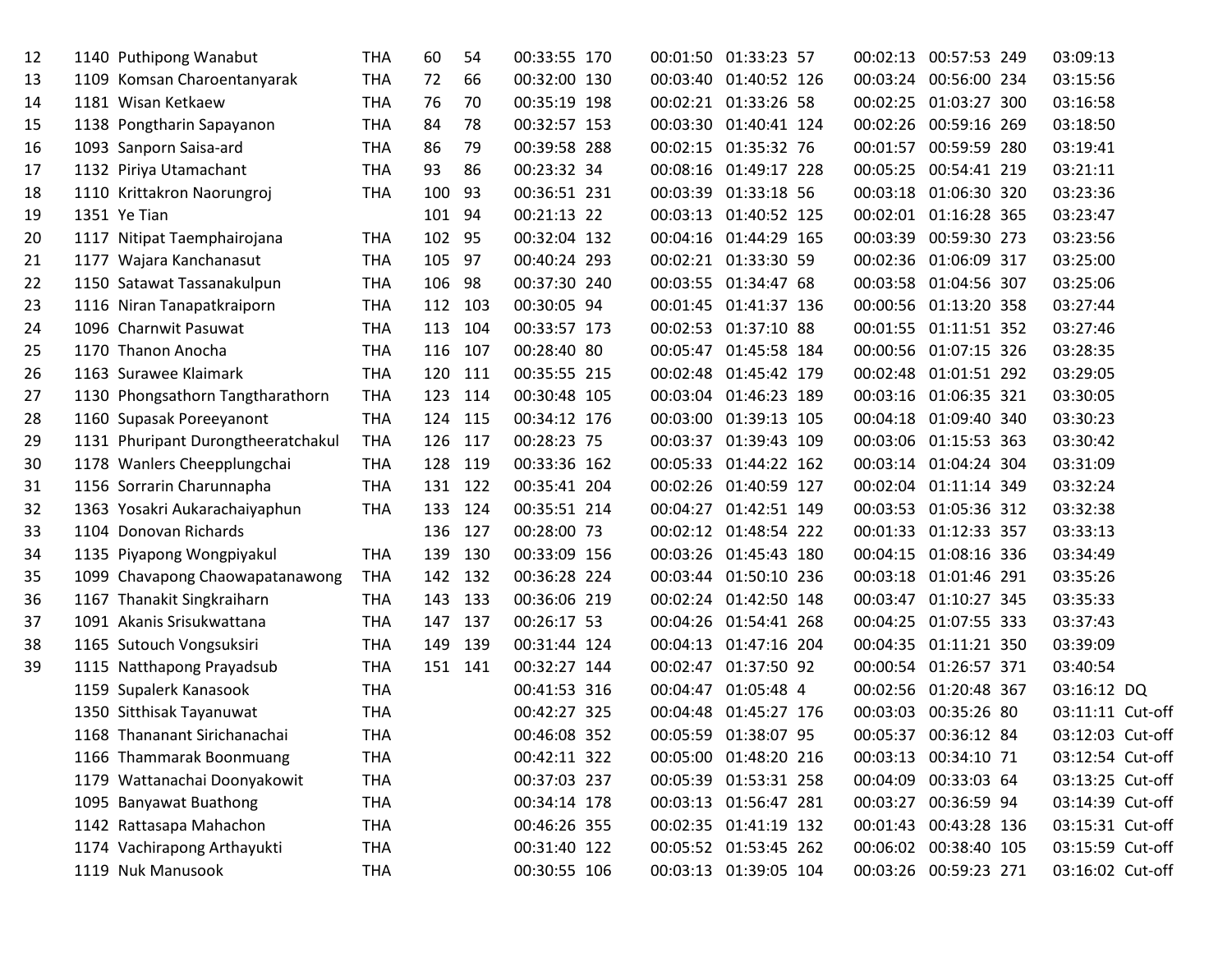| | | | | | | | | | | | | | | | |
|---|---|---|---|---|---|---|---|---|---|---|---|---|---|---|---|
| 12 | 1140 | Puthipong Wanabut | THA | 60 | 54 | 00:33:55 | 170 | 00:01:50 | 01:33:23 | 57 | 00:02:13 | 00:57:53 | 249 | 03:09:13 | |
| 13 | 1109 | Komsan Charoentanyarak | THA | 72 | 66 | 00:32:00 | 130 | 00:03:40 | 01:40:52 | 126 | 00:03:24 | 00:56:00 | 234 | 03:15:56 | |
| 14 | 1181 | Wisan Ketkaew | THA | 76 | 70 | 00:35:19 | 198 | 00:02:21 | 01:33:26 | 58 | 00:02:25 | 01:03:27 | 300 | 03:16:58 | |
| 15 | 1138 | Pongtharin Sapayanon | THA | 84 | 78 | 00:32:57 | 153 | 00:03:30 | 01:40:41 | 124 | 00:02:26 | 00:59:16 | 269 | 03:18:50 | |
| 16 | 1093 | Sanporn Saisa-ard | THA | 86 | 79 | 00:39:58 | 288 | 00:02:15 | 01:35:32 | 76 | 00:01:57 | 00:59:59 | 280 | 03:19:41 | |
| 17 | 1132 | Piriya Utamachant | THA | 93 | 86 | 00:23:32 | 34 | 00:08:16 | 01:49:17 | 228 | 00:05:25 | 00:54:41 | 219 | 03:21:11 | |
| 18 | 1110 | Krittakron Naorungroj | THA | 100 | 93 | 00:36:51 | 231 | 00:03:39 | 01:33:18 | 56 | 00:03:18 | 01:06:30 | 320 | 03:23:36 | |
| 19 | 1351 | Ye Tian | | 101 | 94 | 00:21:13 | 22 | 00:03:13 | 01:40:52 | 125 | 00:02:01 | 01:16:28 | 365 | 03:23:47 | |
| 20 | 1117 | Nitipat Taemphairojana | THA | 102 | 95 | 00:32:04 | 132 | 00:04:16 | 01:44:29 | 165 | 00:03:39 | 00:59:30 | 273 | 03:23:56 | |
| 21 | 1177 | Wajara Kanchanasut | THA | 105 | 97 | 00:40:24 | 293 | 00:02:21 | 01:33:30 | 59 | 00:02:36 | 01:06:09 | 317 | 03:25:00 | |
| 22 | 1150 | Satawat Tassanakulpun | THA | 106 | 98 | 00:37:30 | 240 | 00:03:55 | 01:34:47 | 68 | 00:03:58 | 01:04:56 | 307 | 03:25:06 | |
| 23 | 1116 | Niran Tanapatkraiporn | THA | 112 | 103 | 00:30:05 | 94 | 00:01:45 | 01:41:37 | 136 | 00:00:56 | 01:13:20 | 358 | 03:27:44 | |
| 24 | 1096 | Charnwit Pasuwat | THA | 113 | 104 | 00:33:57 | 173 | 00:02:53 | 01:37:10 | 88 | 00:01:55 | 01:11:51 | 352 | 03:27:46 | |
| 25 | 1170 | Thanon Anocha | THA | 116 | 107 | 00:28:40 | 80 | 00:05:47 | 01:45:58 | 184 | 00:00:56 | 01:07:15 | 326 | 03:28:35 | |
| 26 | 1163 | Surawee Klaimark | THA | 120 | 111 | 00:35:55 | 215 | 00:02:48 | 01:45:42 | 179 | 00:02:48 | 01:01:51 | 292 | 03:29:05 | |
| 27 | 1130 | Phongsathorn Tangtharathorn | THA | 123 | 114 | 00:30:48 | 105 | 00:03:04 | 01:46:23 | 189 | 00:03:16 | 01:06:35 | 321 | 03:30:05 | |
| 28 | 1160 | Supasak Poreeyanont | THA | 124 | 115 | 00:34:12 | 176 | 00:03:00 | 01:39:13 | 105 | 00:04:18 | 01:09:40 | 340 | 03:30:23 | |
| 29 | 1131 | Phuripant Durongtheeratchakul | THA | 126 | 117 | 00:28:23 | 75 | 00:03:37 | 01:39:43 | 109 | 00:03:06 | 01:15:53 | 363 | 03:30:42 | |
| 30 | 1178 | Wanlers Cheepplungchai | THA | 128 | 119 | 00:33:36 | 162 | 00:05:33 | 01:44:22 | 162 | 00:03:14 | 01:04:24 | 304 | 03:31:09 | |
| 31 | 1156 | Sorrarin Charunnapha | THA | 131 | 122 | 00:35:41 | 204 | 00:02:26 | 01:40:59 | 127 | 00:02:04 | 01:11:14 | 349 | 03:32:24 | |
| 32 | 1363 | Yosakri Aukarachaiyaphun | THA | 133 | 124 | 00:35:51 | 214 | 00:04:27 | 01:42:51 | 149 | 00:03:53 | 01:05:36 | 312 | 03:32:38 | |
| 33 | 1104 | Donovan Richards | | 136 | 127 | 00:28:00 | 73 | 00:02:12 | 01:48:54 | 222 | 00:01:33 | 01:12:33 | 357 | 03:33:13 | |
| 34 | 1135 | Piyapong Wongpiyakul | THA | 139 | 130 | 00:33:09 | 156 | 00:03:26 | 01:45:43 | 180 | 00:04:15 | 01:08:16 | 336 | 03:34:49 | |
| 35 | 1099 | Chavapong Chaowapatanawong | THA | 142 | 132 | 00:36:28 | 224 | 00:03:44 | 01:50:10 | 236 | 00:03:18 | 01:01:46 | 291 | 03:35:26 | |
| 36 | 1167 | Thanakit Singkraiharn | THA | 143 | 133 | 00:36:06 | 219 | 00:02:24 | 01:42:50 | 148 | 00:03:47 | 01:10:27 | 345 | 03:35:33 | |
| 37 | 1091 | Akanis Srisukwattana | THA | 147 | 137 | 00:26:17 | 53 | 00:04:26 | 01:54:41 | 268 | 00:04:25 | 01:07:55 | 333 | 03:37:43 | |
| 38 | 1165 | Sutouch Vongsuksiri | THA | 149 | 139 | 00:31:44 | 124 | 00:04:13 | 01:47:16 | 204 | 00:04:35 | 01:11:21 | 350 | 03:39:09 | |
| 39 | 1115 | Natthapong Prayadsub | THA | 151 | 141 | 00:32:27 | 144 | 00:02:47 | 01:37:50 | 92 | 00:00:54 | 01:26:57 | 371 | 03:40:54 | |
| | 1159 | Supalerk Kanasook | THA | | | 00:41:53 | 316 | 00:04:47 | 01:05:48 | 4 | 00:02:56 | 01:20:48 | 367 | 03:16:12 | DQ |
| | 1350 | Sitthisak Tayanuwat | THA | | | 00:42:27 | 325 | 00:04:48 | 01:45:27 | 176 | 00:03:03 | 00:35:26 | 80 | 03:11:11 | Cut-off |
| | 1168 | Thananant Sirichanachai | THA | | | 00:46:08 | 352 | 00:05:59 | 01:38:07 | 95 | 00:05:37 | 00:36:12 | 84 | 03:12:03 | Cut-off |
| | 1166 | Thammarak Boonmuang | THA | | | 00:42:11 | 322 | 00:05:00 | 01:48:20 | 216 | 00:03:13 | 00:34:10 | 71 | 03:12:54 | Cut-off |
| | 1179 | Wattanachai Doonyakowit | THA | | | 00:37:03 | 237 | 00:05:39 | 01:53:31 | 258 | 00:04:09 | 00:33:03 | 64 | 03:13:25 | Cut-off |
| | 1095 | Banyawat Buathong | THA | | | 00:34:14 | 178 | 00:03:13 | 01:56:47 | 281 | 00:03:27 | 00:36:59 | 94 | 03:14:39 | Cut-off |
| | 1142 | Rattasapa Mahachon | THA | | | 00:46:26 | 355 | 00:02:35 | 01:41:19 | 132 | 00:01:43 | 00:43:28 | 136 | 03:15:31 | Cut-off |
| | 1174 | Vachirapong Arthayukti | THA | | | 00:31:40 | 122 | 00:05:52 | 01:53:45 | 262 | 00:06:02 | 00:38:40 | 105 | 03:15:59 | Cut-off |
| | 1119 | Nuk Manusook | THA | | | 00:30:55 | 106 | 00:03:13 | 01:39:05 | 104 | 00:03:26 | 00:59:23 | 271 | 03:16:02 | Cut-off |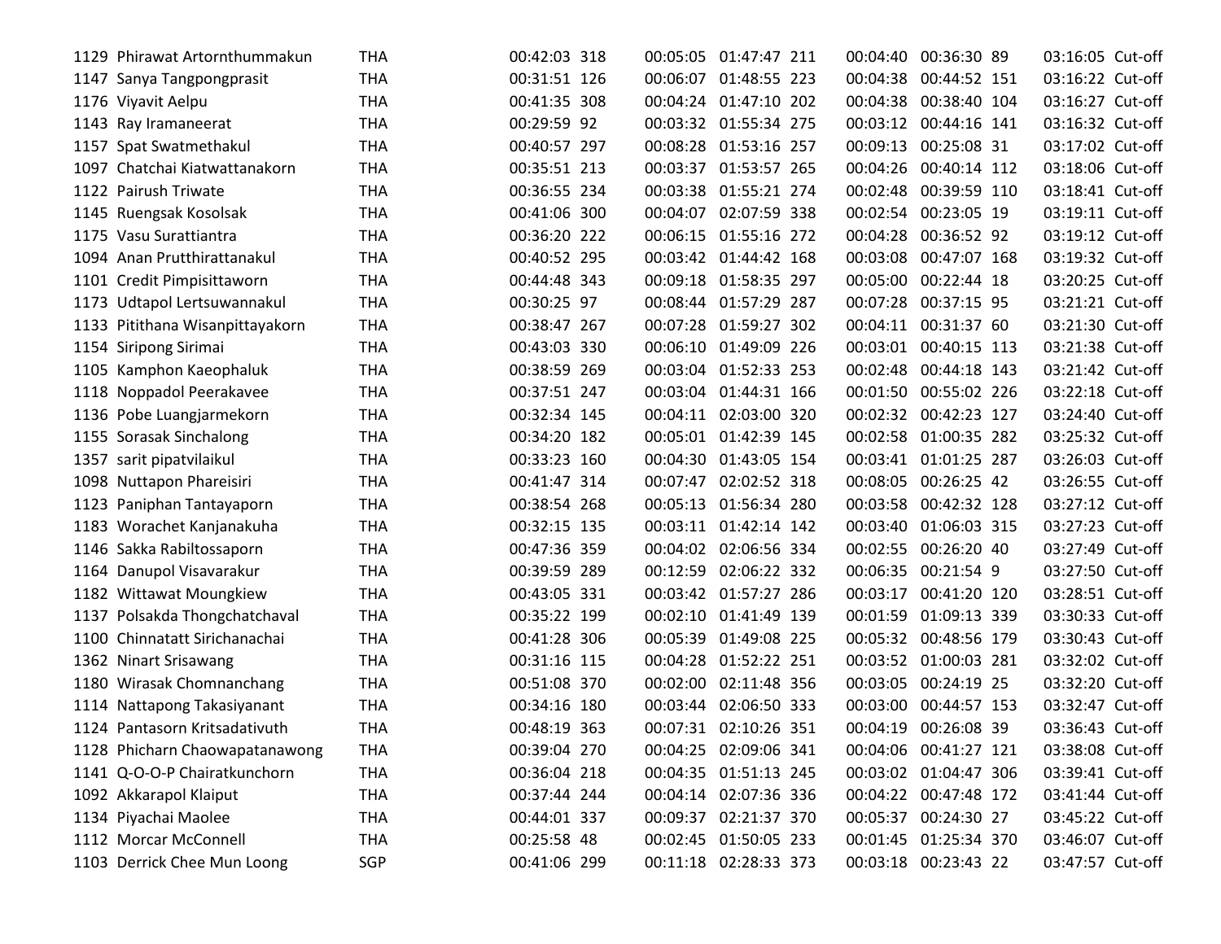| | | | | | | | | | | | |
|---|---|---|---|---|---|---|---|---|---|---|---|
| 1129 | Phirawat Artornthummakun | THA | 00:42:03 | 318 | 00:05:05 | 01:47:47 | 211 | 00:04:40 | 00:36:30 | 89 | 03:16:05 | Cut-off |
| 1147 | Sanya Tangpongprasit | THA | 00:31:51 | 126 | 00:06:07 | 01:48:55 | 223 | 00:04:38 | 00:44:52 | 151 | 03:16:22 | Cut-off |
| 1176 | Viyavit Aelpu | THA | 00:41:35 | 308 | 00:04:24 | 01:47:10 | 202 | 00:04:38 | 00:38:40 | 104 | 03:16:27 | Cut-off |
| 1143 | Ray Iramaneerat | THA | 00:29:59 | 92 | 00:03:32 | 01:55:34 | 275 | 00:03:12 | 00:44:16 | 141 | 03:16:32 | Cut-off |
| 1157 | Spat Swatmethakul | THA | 00:40:57 | 297 | 00:08:28 | 01:53:16 | 257 | 00:09:13 | 00:25:08 | 31 | 03:17:02 | Cut-off |
| 1097 | Chatchai Kiatwattanakorn | THA | 00:35:51 | 213 | 00:03:37 | 01:53:57 | 265 | 00:04:26 | 00:40:14 | 112 | 03:18:06 | Cut-off |
| 1122 | Pairush Triwate | THA | 00:36:55 | 234 | 00:03:38 | 01:55:21 | 274 | 00:02:48 | 00:39:59 | 110 | 03:18:41 | Cut-off |
| 1145 | Ruengsak Kosolsak | THA | 00:41:06 | 300 | 00:04:07 | 02:07:59 | 338 | 00:02:54 | 00:23:05 | 19 | 03:19:11 | Cut-off |
| 1175 | Vasu Surattiantra | THA | 00:36:20 | 222 | 00:06:15 | 01:55:16 | 272 | 00:04:28 | 00:36:52 | 92 | 03:19:12 | Cut-off |
| 1094 | Anan Prutthirattanakul | THA | 00:40:52 | 295 | 00:03:42 | 01:44:42 | 168 | 00:03:08 | 00:47:07 | 168 | 03:19:32 | Cut-off |
| 1101 | Credit Pimpisittaworn | THA | 00:44:48 | 343 | 00:09:18 | 01:58:35 | 297 | 00:05:00 | 00:22:44 | 18 | 03:20:25 | Cut-off |
| 1173 | Udtapol Lertsuwannakul | THA | 00:30:25 | 97 | 00:08:44 | 01:57:29 | 287 | 00:07:28 | 00:37:15 | 95 | 03:21:21 | Cut-off |
| 1133 | Pitithana Wisanpittayakorn | THA | 00:38:47 | 267 | 00:07:28 | 01:59:27 | 302 | 00:04:11 | 00:31:37 | 60 | 03:21:30 | Cut-off |
| 1154 | Siripong Sirimai | THA | 00:43:03 | 330 | 00:06:10 | 01:49:09 | 226 | 00:03:01 | 00:40:15 | 113 | 03:21:38 | Cut-off |
| 1105 | Kamphon Kaeophaluk | THA | 00:38:59 | 269 | 00:03:04 | 01:52:33 | 253 | 00:02:48 | 00:44:18 | 143 | 03:21:42 | Cut-off |
| 1118 | Noppadol Peerakavee | THA | 00:37:51 | 247 | 00:03:04 | 01:44:31 | 166 | 00:01:50 | 00:55:02 | 226 | 03:22:18 | Cut-off |
| 1136 | Pobe Luangjarmekorn | THA | 00:32:34 | 145 | 00:04:11 | 02:03:00 | 320 | 00:02:32 | 00:42:23 | 127 | 03:24:40 | Cut-off |
| 1155 | Sorasak Sinchalong | THA | 00:34:20 | 182 | 00:05:01 | 01:42:39 | 145 | 00:02:58 | 01:00:35 | 282 | 03:25:32 | Cut-off |
| 1357 | sarit pipatvilaikul | THA | 00:33:23 | 160 | 00:04:30 | 01:43:05 | 154 | 00:03:41 | 01:01:25 | 287 | 03:26:03 | Cut-off |
| 1098 | Nuttapon Phareisiri | THA | 00:41:47 | 314 | 00:07:47 | 02:02:52 | 318 | 00:08:05 | 00:26:25 | 42 | 03:26:55 | Cut-off |
| 1123 | Paniphan Tantayaporn | THA | 00:38:54 | 268 | 00:05:13 | 01:56:34 | 280 | 00:03:58 | 00:42:32 | 128 | 03:27:12 | Cut-off |
| 1183 | Worachet Kanjanakuha | THA | 00:32:15 | 135 | 00:03:11 | 01:42:14 | 142 | 00:03:40 | 01:06:03 | 315 | 03:27:23 | Cut-off |
| 1146 | Sakka Rabiltossaporn | THA | 00:47:36 | 359 | 00:04:02 | 02:06:56 | 334 | 00:02:55 | 00:26:20 | 40 | 03:27:49 | Cut-off |
| 1164 | Danupol Visavarakur | THA | 00:39:59 | 289 | 00:12:59 | 02:06:22 | 332 | 00:06:35 | 00:21:54 | 9 | 03:27:50 | Cut-off |
| 1182 | Wittawat Moungkiew | THA | 00:43:05 | 331 | 00:03:42 | 01:57:27 | 286 | 00:03:17 | 00:41:20 | 120 | 03:28:51 | Cut-off |
| 1137 | Polsakda Thongchatchaval | THA | 00:35:22 | 199 | 00:02:10 | 01:41:49 | 139 | 00:01:59 | 01:09:13 | 339 | 03:30:33 | Cut-off |
| 1100 | Chinnatatt Sirichanachai | THA | 00:41:28 | 306 | 00:05:39 | 01:49:08 | 225 | 00:05:32 | 00:48:56 | 179 | 03:30:43 | Cut-off |
| 1362 | Ninart Srisawang | THA | 00:31:16 | 115 | 00:04:28 | 01:52:22 | 251 | 00:03:52 | 01:00:03 | 281 | 03:32:02 | Cut-off |
| 1180 | Wirasak Chomnanchang | THA | 00:51:08 | 370 | 00:02:00 | 02:11:48 | 356 | 00:03:05 | 00:24:19 | 25 | 03:32:20 | Cut-off |
| 1114 | Nattapong Takasiyanant | THA | 00:34:16 | 180 | 00:03:44 | 02:06:50 | 333 | 00:03:00 | 00:44:57 | 153 | 03:32:47 | Cut-off |
| 1124 | Pantasorn Kritsadativuth | THA | 00:48:19 | 363 | 00:07:31 | 02:10:26 | 351 | 00:04:19 | 00:26:08 | 39 | 03:36:43 | Cut-off |
| 1128 | Phicharn Chaowapatanawong | THA | 00:39:04 | 270 | 00:04:25 | 02:09:06 | 341 | 00:04:06 | 00:41:27 | 121 | 03:38:08 | Cut-off |
| 1141 | Q-O-O-P Chairatkunchorn | THA | 00:36:04 | 218 | 00:04:35 | 01:51:13 | 245 | 00:03:02 | 01:04:47 | 306 | 03:39:41 | Cut-off |
| 1092 | Akkarapol Klaiput | THA | 00:37:44 | 244 | 00:04:14 | 02:07:36 | 336 | 00:04:22 | 00:47:48 | 172 | 03:41:44 | Cut-off |
| 1134 | Piyachai Maolee | THA | 00:44:01 | 337 | 00:09:37 | 02:21:37 | 370 | 00:05:37 | 00:24:30 | 27 | 03:45:22 | Cut-off |
| 1112 | Morcar McConnell | THA | 00:25:58 | 48 | 00:02:45 | 01:50:05 | 233 | 00:01:45 | 01:25:34 | 370 | 03:46:07 | Cut-off |
| 1103 | Derrick Chee Mun Loong | SGP | 00:41:06 | 299 | 00:11:18 | 02:28:33 | 373 | 00:03:18 | 00:23:43 | 22 | 03:47:57 | Cut-off |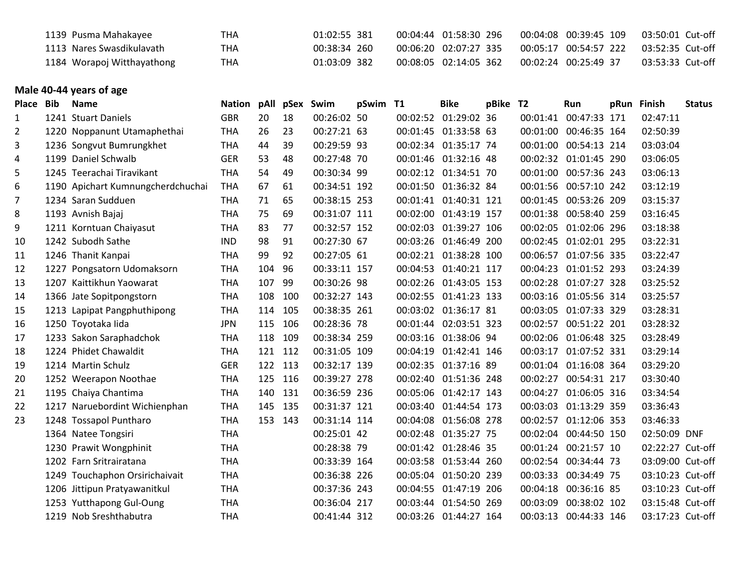| Place | Bib | Name | Nation | pAll | pSex | Swim | pSwim | T1 | Bike | pBike | T2 | Run | pRun | Finish | Status |
|---|---|---|---|---|---|---|---|---|---|---|---|---|---|---|---|
| | 1139 | Pusma Mahakayee | THA | | | 01:02:55 | 381 | 00:04:44 | 01:58:30 | 296 | 00:04:08 | 00:39:45 | 109 | 03:50:01 | Cut-off |
| | 1113 | Nares Swasdikulavath | THA | | | 00:38:34 | 260 | 00:06:20 | 02:07:27 | 335 | 00:05:17 | 00:54:57 | 222 | 03:52:35 | Cut-off |
| | 1184 | Worapoj Witthayathong | THA | | | 01:03:09 | 382 | 00:08:05 | 02:14:05 | 362 | 00:02:24 | 00:25:49 | 37 | 03:53:33 | Cut-off |

**Male 40-44 years of age**

| Place | Bib | Name | Nation | pAll | pSex | Swim | pSwim | T1 | Bike | pBike | T2 | Run | pRun | Finish | Status |
|---|---|---|---|---|---|---|---|---|---|---|---|---|---|---|---|
| 1 | 1241 | Stuart Daniels | GBR | 20 | 18 | 00:26:02 | 50 | 00:02:52 | 01:29:02 | 36 | 00:01:41 | 00:47:33 | 171 | 02:47:11 | |
| 2 | 1220 | Noppanunt Utamaphethai | THA | 26 | 23 | 00:27:21 | 63 | 00:01:45 | 01:33:58 | 63 | 00:01:00 | 00:46:35 | 164 | 02:50:39 | |
| 3 | 1236 | Songvut Bumrungkhet | THA | 44 | 39 | 00:29:59 | 93 | 00:02:34 | 01:35:17 | 74 | 00:01:00 | 00:54:13 | 214 | 03:03:04 | |
| 4 | 1199 | Daniel Schwalb | GER | 53 | 48 | 00:27:48 | 70 | 00:01:46 | 01:32:16 | 48 | 00:02:32 | 01:01:45 | 290 | 03:06:05 | |
| 5 | 1245 | Teerachai Tiravikant | THA | 54 | 49 | 00:30:34 | 99 | 00:02:12 | 01:34:51 | 70 | 00:01:00 | 00:57:36 | 243 | 03:06:13 | |
| 6 | 1190 | Apichart Kumnungcherdchuchai | THA | 67 | 61 | 00:34:51 | 192 | 00:01:50 | 01:36:32 | 84 | 00:01:56 | 00:57:10 | 242 | 03:12:19 | |
| 7 | 1234 | Saran Sudduen | THA | 71 | 65 | 00:38:15 | 253 | 00:01:41 | 01:40:31 | 121 | 00:01:45 | 00:53:26 | 209 | 03:15:37 | |
| 8 | 1193 | Avnish Bajaj | THA | 75 | 69 | 00:31:07 | 111 | 00:02:00 | 01:43:19 | 157 | 00:01:38 | 00:58:40 | 259 | 03:16:45 | |
| 9 | 1211 | Korntuan Chaiyasut | THA | 83 | 77 | 00:32:57 | 152 | 00:02:03 | 01:39:27 | 106 | 00:02:05 | 01:02:06 | 296 | 03:18:38 | |
| 10 | 1242 | Subodh Sathe | IND | 98 | 91 | 00:27:30 | 67 | 00:03:26 | 01:46:49 | 200 | 00:02:45 | 01:02:01 | 295 | 03:22:31 | |
| 11 | 1246 | Thanit Kanpai | THA | 99 | 92 | 00:27:05 | 61 | 00:02:21 | 01:38:28 | 100 | 00:06:57 | 01:07:56 | 335 | 03:22:47 | |
| 12 | 1227 | Pongsatorn Udomaksorn | THA | 104 | 96 | 00:33:11 | 157 | 00:04:53 | 01:40:21 | 117 | 00:04:23 | 01:01:52 | 293 | 03:24:39 | |
| 13 | 1207 | Kaittikhun Yaowarat | THA | 107 | 99 | 00:30:26 | 98 | 00:02:26 | 01:43:05 | 153 | 00:02:28 | 01:07:27 | 328 | 03:25:52 | |
| 14 | 1366 | Jate Sopitpongstorn | THA | 108 | 100 | 00:32:27 | 143 | 00:02:55 | 01:41:23 | 133 | 00:03:16 | 01:05:56 | 314 | 03:25:57 | |
| 15 | 1213 | Lapipat Pangphuthipong | THA | 114 | 105 | 00:38:35 | 261 | 00:03:02 | 01:36:17 | 81 | 00:03:05 | 01:07:33 | 329 | 03:28:31 | |
| 16 | 1250 | Toyotaka Iida | JPN | 115 | 106 | 00:28:36 | 78 | 00:01:44 | 02:03:51 | 323 | 00:02:57 | 00:51:22 | 201 | 03:28:32 | |
| 17 | 1233 | Sakon Saraphadchok | THA | 118 | 109 | 00:38:34 | 259 | 00:03:16 | 01:38:06 | 94 | 00:02:06 | 01:06:48 | 325 | 03:28:49 | |
| 18 | 1224 | Phidet Chawaldit | THA | 121 | 112 | 00:31:05 | 109 | 00:04:19 | 01:42:41 | 146 | 00:03:17 | 01:07:52 | 331 | 03:29:14 | |
| 19 | 1214 | Martin Schulz | GER | 122 | 113 | 00:32:17 | 139 | 00:02:35 | 01:37:16 | 89 | 00:01:04 | 01:16:08 | 364 | 03:29:20 | |
| 20 | 1252 | Weerapon Noothae | THA | 125 | 116 | 00:39:27 | 278 | 00:02:40 | 01:51:36 | 248 | 00:02:27 | 00:54:31 | 217 | 03:30:40 | |
| 21 | 1195 | Chaiya Chantima | THA | 140 | 131 | 00:36:59 | 236 | 00:05:06 | 01:42:17 | 143 | 00:04:27 | 01:06:05 | 316 | 03:34:54 | |
| 22 | 1217 | Naruebordint Wichienphan | THA | 145 | 135 | 00:31:37 | 121 | 00:03:40 | 01:44:54 | 173 | 00:03:03 | 01:13:29 | 359 | 03:36:43 | |
| 23 | 1248 | Tossapol Puntharo | THA | 153 | 143 | 00:31:14 | 114 | 00:04:08 | 01:56:08 | 278 | 00:02:57 | 01:12:06 | 353 | 03:46:33 | |
| | 1364 | Natee Tongsiri | THA | | | 00:25:01 | 42 | 00:02:48 | 01:35:27 | 75 | 00:02:04 | 00:44:50 | 150 | 02:50:09 | DNF |
| | 1230 | Prawit Wongphinit | THA | | | 00:28:38 | 79 | 00:01:42 | 01:28:46 | 35 | 00:01:24 | 00:21:57 | 10 | 02:22:27 | Cut-off |
| | 1202 | Farn Sritrairatana | THA | | | 00:33:39 | 164 | 00:03:58 | 01:53:44 | 260 | 00:02:54 | 00:34:44 | 73 | 03:09:00 | Cut-off |
| | 1249 | Touchaphon Orsirichaivait | THA | | | 00:36:38 | 226 | 00:05:04 | 01:50:20 | 239 | 00:03:33 | 00:34:49 | 75 | 03:10:23 | Cut-off |
| | 1206 | Jittipun Pratyawanitkul | THA | | | 00:37:36 | 243 | 00:04:55 | 01:47:19 | 206 | 00:04:18 | 00:36:16 | 85 | 03:10:23 | Cut-off |
| | 1253 | Yutthapong Gul-Oung | THA | | | 00:36:04 | 217 | 00:03:44 | 01:54:50 | 269 | 00:03:09 | 00:38:02 | 102 | 03:15:48 | Cut-off |
| | 1219 | Nob Sreshthabutra | THA | | | 00:41:44 | 312 | 00:03:26 | 01:44:27 | 164 | 00:03:13 | 00:44:33 | 146 | 03:17:23 | Cut-off |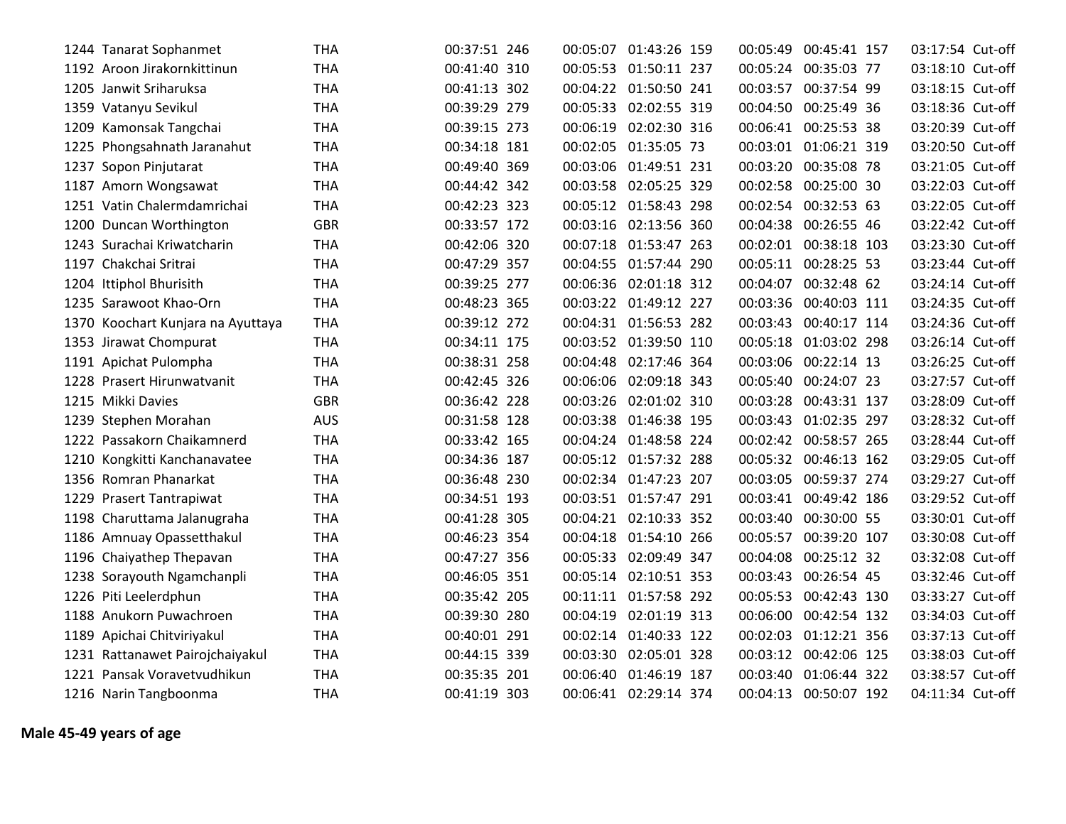| | | | | | | | | | | | |
|---|---|---|---|---|---|---|---|---|---|---|---|
| 1244 | Tanarat Sophanmet | THA | 00:37:51 | 246 | 00:05:07 | 01:43:26 | 159 | 00:05:49 | 00:45:41 | 157 | 03:17:54 Cut-off |
| 1192 | Aroon Jirakornkittinun | THA | 00:41:40 | 310 | 00:05:53 | 01:50:11 | 237 | 00:05:24 | 00:35:03 | 77 | 03:18:10 Cut-off |
| 1205 | Janwit Sriharuksa | THA | 00:41:13 | 302 | 00:04:22 | 01:50:50 | 241 | 00:03:57 | 00:37:54 | 99 | 03:18:15 Cut-off |
| 1359 | Vatanyu Sevikul | THA | 00:39:29 | 279 | 00:05:33 | 02:02:55 | 319 | 00:04:50 | 00:25:49 | 36 | 03:18:36 Cut-off |
| 1209 | Kamonsak Tangchai | THA | 00:39:15 | 273 | 00:06:19 | 02:02:30 | 316 | 00:06:41 | 00:25:53 | 38 | 03:20:39 Cut-off |
| 1225 | Phongsahnath Jaranahut | THA | 00:34:18 | 181 | 00:02:05 | 01:35:05 | 73 | 00:03:01 | 01:06:21 | 319 | 03:20:50 Cut-off |
| 1237 | Sopon Pinjutarat | THA | 00:49:40 | 369 | 00:03:06 | 01:49:51 | 231 | 00:03:20 | 00:35:08 | 78 | 03:21:05 Cut-off |
| 1187 | Amorn Wongsawat | THA | 00:44:42 | 342 | 00:03:58 | 02:05:25 | 329 | 00:02:58 | 00:25:00 | 30 | 03:22:03 Cut-off |
| 1251 | Vatin Chalermdamrichai | THA | 00:42:23 | 323 | 00:05:12 | 01:58:43 | 298 | 00:02:54 | 00:32:53 | 63 | 03:22:05 Cut-off |
| 1200 | Duncan Worthington | GBR | 00:33:57 | 172 | 00:03:16 | 02:13:56 | 360 | 00:04:38 | 00:26:55 | 46 | 03:22:42 Cut-off |
| 1243 | Surachai Kriwatcharin | THA | 00:42:06 | 320 | 00:07:18 | 01:53:47 | 263 | 00:02:01 | 00:38:18 | 103 | 03:23:30 Cut-off |
| 1197 | Chakchai Sritrai | THA | 00:47:29 | 357 | 00:04:55 | 01:57:44 | 290 | 00:05:11 | 00:28:25 | 53 | 03:23:44 Cut-off |
| 1204 | Ittiphol Bhurisith | THA | 00:39:25 | 277 | 00:06:36 | 02:01:18 | 312 | 00:04:07 | 00:32:48 | 62 | 03:24:14 Cut-off |
| 1235 | Sarawoot Khao-Orn | THA | 00:48:23 | 365 | 00:03:22 | 01:49:12 | 227 | 00:03:36 | 00:40:03 | 111 | 03:24:35 Cut-off |
| 1370 | Koochart Kunjara na Ayuttaya | THA | 00:39:12 | 272 | 00:04:31 | 01:56:53 | 282 | 00:03:43 | 00:40:17 | 114 | 03:24:36 Cut-off |
| 1353 | Jirawat Chompurat | THA | 00:34:11 | 175 | 00:03:52 | 01:39:50 | 110 | 00:05:18 | 01:03:02 | 298 | 03:26:14 Cut-off |
| 1191 | Apichat Pulompha | THA | 00:38:31 | 258 | 00:04:48 | 02:17:46 | 364 | 00:03:06 | 00:22:14 | 13 | 03:26:25 Cut-off |
| 1228 | Prasert Hirunwatvanit | THA | 00:42:45 | 326 | 00:06:06 | 02:09:18 | 343 | 00:05:40 | 00:24:07 | 23 | 03:27:57 Cut-off |
| 1215 | Mikki Davies | GBR | 00:36:42 | 228 | 00:03:26 | 02:01:02 | 310 | 00:03:28 | 00:43:31 | 137 | 03:28:09 Cut-off |
| 1239 | Stephen Morahan | AUS | 00:31:58 | 128 | 00:03:38 | 01:46:38 | 195 | 00:03:43 | 01:02:35 | 297 | 03:28:32 Cut-off |
| 1222 | Passakorn Chaikamnerd | THA | 00:33:42 | 165 | 00:04:24 | 01:48:58 | 224 | 00:02:42 | 00:58:57 | 265 | 03:28:44 Cut-off |
| 1210 | Kongkitti Kanchanavatee | THA | 00:34:36 | 187 | 00:05:12 | 01:57:32 | 288 | 00:05:32 | 00:46:13 | 162 | 03:29:05 Cut-off |
| 1356 | Romran Phanarkat | THA | 00:36:48 | 230 | 00:02:34 | 01:47:23 | 207 | 00:03:05 | 00:59:37 | 274 | 03:29:27 Cut-off |
| 1229 | Prasert Tantrapiwat | THA | 00:34:51 | 193 | 00:03:51 | 01:57:47 | 291 | 00:03:41 | 00:49:42 | 186 | 03:29:52 Cut-off |
| 1198 | Charuttama Jalanugraha | THA | 00:41:28 | 305 | 00:04:21 | 02:10:33 | 352 | 00:03:40 | 00:30:00 | 55 | 03:30:01 Cut-off |
| 1186 | Amnuay Opassetthakul | THA | 00:46:23 | 354 | 00:04:18 | 01:54:10 | 266 | 00:05:57 | 00:39:20 | 107 | 03:30:08 Cut-off |
| 1196 | Chaiyathep Thepavan | THA | 00:47:27 | 356 | 00:05:33 | 02:09:49 | 347 | 00:04:08 | 00:25:12 | 32 | 03:32:08 Cut-off |
| 1238 | Sorayouth Ngamchanpli | THA | 00:46:05 | 351 | 00:05:14 | 02:10:51 | 353 | 00:03:43 | 00:26:54 | 45 | 03:32:46 Cut-off |
| 1226 | Piti Leelerdphun | THA | 00:35:42 | 205 | 00:11:11 | 01:57:58 | 292 | 00:05:53 | 00:42:43 | 130 | 03:33:27 Cut-off |
| 1188 | Anukorn Puwachroen | THA | 00:39:30 | 280 | 00:04:19 | 02:01:19 | 313 | 00:06:00 | 00:42:54 | 132 | 03:34:03 Cut-off |
| 1189 | Apichai Chitviriyakul | THA | 00:40:01 | 291 | 00:02:14 | 01:40:33 | 122 | 00:02:03 | 01:12:21 | 356 | 03:37:13 Cut-off |
| 1231 | Rattanawet Pairojchaiyakul | THA | 00:44:15 | 339 | 00:03:30 | 02:05:01 | 328 | 00:03:12 | 00:42:06 | 125 | 03:38:03 Cut-off |
| 1221 | Pansak Voravetvudhikun | THA | 00:35:35 | 201 | 00:06:40 | 01:46:19 | 187 | 00:03:40 | 01:06:44 | 322 | 03:38:57 Cut-off |
| 1216 | Narin Tangboonma | THA | 00:41:19 | 303 | 00:06:41 | 02:29:14 | 374 | 00:04:13 | 00:50:07 | 192 | 04:11:34 Cut-off |

**Male 45-49 years of age**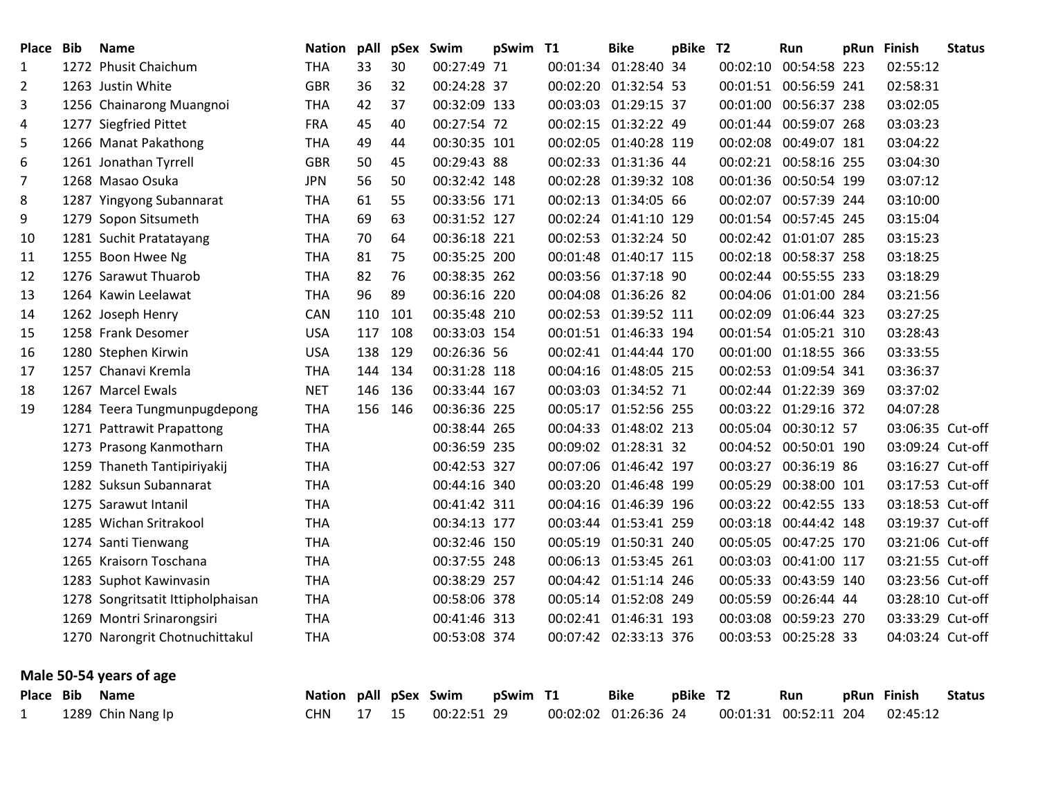| Place | Bib | Name | Nation | pAll | pSex | Swim | pSwim | T1 | Bike | pBike | T2 | Run | pRun | Finish | Status |
|---|---|---|---|---|---|---|---|---|---|---|---|---|---|---|---|
| 1 | 1272 | Phusit Chaichum | THA | 33 | 30 | 00:27:49 | 71 | 00:01:34 | 01:28:40 | 34 | 00:02:10 | 00:54:58 | 223 | 02:55:12 | |
| 2 | 1263 | Justin White | GBR | 36 | 32 | 00:24:28 | 37 | 00:02:20 | 01:32:54 | 53 | 00:01:51 | 00:56:59 | 241 | 02:58:31 | |
| 3 | 1256 | Chainarong Muangnoi | THA | 42 | 37 | 00:32:09 | 133 | 00:03:03 | 01:29:15 | 37 | 00:01:00 | 00:56:37 | 238 | 03:02:05 | |
| 4 | 1277 | Siegfried Pittet | FRA | 45 | 40 | 00:27:54 | 72 | 00:02:15 | 01:32:22 | 49 | 00:01:44 | 00:59:07 | 268 | 03:03:23 | |
| 5 | 1266 | Manat Pakathong | THA | 49 | 44 | 00:30:35 | 101 | 00:02:05 | 01:40:28 | 119 | 00:02:08 | 00:49:07 | 181 | 03:04:22 | |
| 6 | 1261 | Jonathan Tyrrell | GBR | 50 | 45 | 00:29:43 | 88 | 00:02:33 | 01:31:36 | 44 | 00:02:21 | 00:58:16 | 255 | 03:04:30 | |
| 7 | 1268 | Masao Osuka | JPN | 56 | 50 | 00:32:42 | 148 | 00:02:28 | 01:39:32 | 108 | 00:01:36 | 00:50:54 | 199 | 03:07:12 | |
| 8 | 1287 | Yingyong Subannarat | THA | 61 | 55 | 00:33:56 | 171 | 00:02:13 | 01:34:05 | 66 | 00:02:07 | 00:57:39 | 244 | 03:10:00 | |
| 9 | 1279 | Sopon Sitsumeth | THA | 69 | 63 | 00:31:52 | 127 | 00:02:24 | 01:41:10 | 129 | 00:01:54 | 00:57:45 | 245 | 03:15:04 | |
| 10 | 1281 | Suchit Pratatayang | THA | 70 | 64 | 00:36:18 | 221 | 00:02:53 | 01:32:24 | 50 | 00:02:42 | 01:01:07 | 285 | 03:15:23 | |
| 11 | 1255 | Boon Hwee Ng | THA | 81 | 75 | 00:35:25 | 200 | 00:01:48 | 01:40:17 | 115 | 00:02:18 | 00:58:37 | 258 | 03:18:25 | |
| 12 | 1276 | Sarawut Thuarob | THA | 82 | 76 | 00:38:35 | 262 | 00:03:56 | 01:37:18 | 90 | 00:02:44 | 00:55:55 | 233 | 03:18:29 | |
| 13 | 1264 | Kawin Leelawat | THA | 96 | 89 | 00:36:16 | 220 | 00:04:08 | 01:36:26 | 82 | 00:04:06 | 01:01:00 | 284 | 03:21:56 | |
| 14 | 1262 | Joseph Henry | CAN | 110 | 101 | 00:35:48 | 210 | 00:02:53 | 01:39:52 | 111 | 00:02:09 | 01:06:44 | 323 | 03:27:25 | |
| 15 | 1258 | Frank Desomer | USA | 117 | 108 | 00:33:03 | 154 | 00:01:51 | 01:46:33 | 194 | 00:01:54 | 01:05:21 | 310 | 03:28:43 | |
| 16 | 1280 | Stephen Kirwin | USA | 138 | 129 | 00:26:36 | 56 | 00:02:41 | 01:44:44 | 170 | 00:01:00 | 01:18:55 | 366 | 03:33:55 | |
| 17 | 1257 | Chanavi Kremla | THA | 144 | 134 | 00:31:28 | 118 | 00:04:16 | 01:48:05 | 215 | 00:02:53 | 01:09:54 | 341 | 03:36:37 | |
| 18 | 1267 | Marcel Ewals | NET | 146 | 136 | 00:33:44 | 167 | 00:03:03 | 01:34:52 | 71 | 00:02:44 | 01:22:39 | 369 | 03:37:02 | |
| 19 | 1284 | Teera Tungmunpugdepong | THA | 156 | 146 | 00:36:36 | 225 | 00:05:17 | 01:52:56 | 255 | 00:03:22 | 01:29:16 | 372 | 04:07:28 | |
| | 1271 | Pattrawit Prapattong | THA | | | 00:38:44 | 265 | 00:04:33 | 01:48:02 | 213 | 00:05:04 | 00:30:12 | 57 | 03:06:35 | Cut-off |
| | 1273 | Prasong Kanmotharn | THA | | | 00:36:59 | 235 | 00:09:02 | 01:28:31 | 32 | 00:04:52 | 00:50:01 | 190 | 03:09:24 | Cut-off |
| | 1259 | Thaneth Tantipiriyakij | THA | | | 00:42:53 | 327 | 00:07:06 | 01:46:42 | 197 | 00:03:27 | 00:36:19 | 86 | 03:16:27 | Cut-off |
| | 1282 | Suksun Subannarat | THA | | | 00:44:16 | 340 | 00:03:20 | 01:46:48 | 199 | 00:05:29 | 00:38:00 | 101 | 03:17:53 | Cut-off |
| | 1275 | Sarawut Intanil | THA | | | 00:41:42 | 311 | 00:04:16 | 01:46:39 | 196 | 00:03:22 | 00:42:55 | 133 | 03:18:53 | Cut-off |
| | 1285 | Wichan Sritrakool | THA | | | 00:34:13 | 177 | 00:03:44 | 01:53:41 | 259 | 00:03:18 | 00:44:42 | 148 | 03:19:37 | Cut-off |
| | 1274 | Santi Tienwang | THA | | | 00:32:46 | 150 | 00:05:19 | 01:50:31 | 240 | 00:05:05 | 00:47:25 | 170 | 03:21:06 | Cut-off |
| | 1265 | Kraisorn Toschana | THA | | | 00:37:55 | 248 | 00:06:13 | 01:53:45 | 261 | 00:03:03 | 00:41:00 | 117 | 03:21:55 | Cut-off |
| | 1283 | Suphot Kawinvasin | THA | | | 00:38:29 | 257 | 00:04:42 | 01:51:14 | 246 | 00:05:33 | 00:43:59 | 140 | 03:23:56 | Cut-off |
| | 1278 | Songritsatit Ittipholphaisan | THA | | | 00:58:06 | 378 | 00:05:14 | 01:52:08 | 249 | 00:05:59 | 00:26:44 | 44 | 03:28:10 | Cut-off |
| | 1269 | Montri Srinarongsiri | THA | | | 00:41:46 | 313 | 00:02:41 | 01:46:31 | 193 | 00:03:08 | 00:59:23 | 270 | 03:33:29 | Cut-off |
| | 1270 | Narongrit Chotnuchittakul | THA | | | 00:53:08 | 374 | 00:07:42 | 02:33:13 | 376 | 00:03:53 | 00:25:28 | 33 | 04:03:24 | Cut-off |

## Male 50-54 years of age

| Place | Bib | Name | Nation | pAll | pSex | Swim | pSwim | T1 | Bike | pBike | T2 | Run | pRun | Finish | Status |
|---|---|---|---|---|---|---|---|---|---|---|---|---|---|---|---|
| 1 | 1289 | Chin Nang Ip | CHN | 17 | 15 | 00:22:51 | 29 | 00:02:02 | 01:26:36 | 24 | 00:01:31 | 00:52:11 | 204 | 02:45:12 | |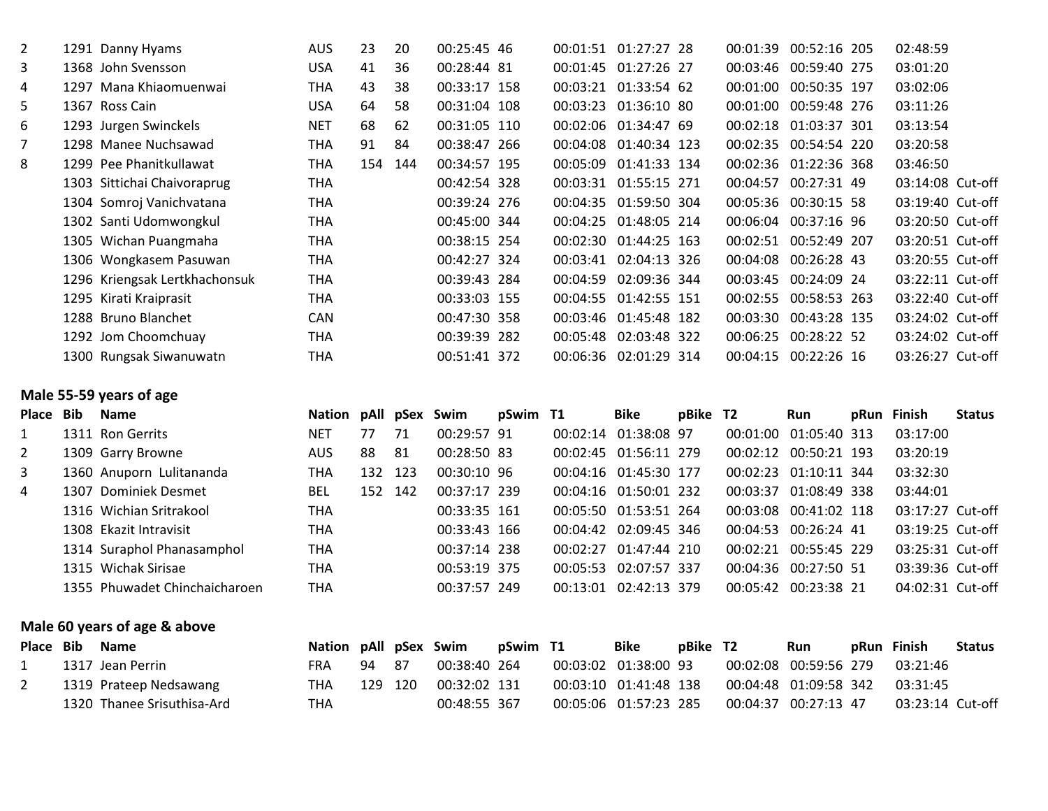| Place | Bib | Name | Nation | pAll | pSex | Swim | pSwim | T1 | Bike | pBike | T2 | Run | pRun | Finish | Status |
|---|---|---|---|---|---|---|---|---|---|---|---|---|---|---|---|
| 2 | 1291 | Danny Hyams | AUS | 23 | 20 | 00:25:45 | 46 | 00:01:51 | 01:27:27 | 28 | 00:01:39 | 00:52:16 | 205 | 02:48:59 | |
| 3 | 1368 | John Svensson | USA | 41 | 36 | 00:28:44 | 81 | 00:01:45 | 01:27:26 | 27 | 00:03:46 | 00:59:40 | 275 | 03:01:20 | |
| 4 | 1297 | Mana Khiaomuenwai | THA | 43 | 38 | 00:33:17 | 158 | 00:03:21 | 01:33:54 | 62 | 00:01:00 | 00:50:35 | 197 | 03:02:06 | |
| 5 | 1367 | Ross Cain | USA | 64 | 58 | 00:31:04 | 108 | 00:03:23 | 01:36:10 | 80 | 00:01:00 | 00:59:48 | 276 | 03:11:26 | |
| 6 | 1293 | Jurgen Swinckels | NET | 68 | 62 | 00:31:05 | 110 | 00:02:06 | 01:34:47 | 69 | 00:02:18 | 01:03:37 | 301 | 03:13:54 | |
| 7 | 1298 | Manee Nuchsawad | THA | 91 | 84 | 00:38:47 | 266 | 00:04:08 | 01:40:34 | 123 | 00:02:35 | 00:54:54 | 220 | 03:20:58 | |
| 8 | 1299 | Pee Phanitkullawat | THA | 154 | 144 | 00:34:57 | 195 | 00:05:09 | 01:41:33 | 134 | 00:02:36 | 01:22:36 | 368 | 03:46:50 | |
| | 1303 | Sittichai Chaivoraprug | THA | | | 00:42:54 | 328 | 00:03:31 | 01:55:15 | 271 | 00:04:57 | 00:27:31 | 49 | 03:14:08 | Cut-off |
| | 1304 | Somroj Vanichvatana | THA | | | 00:39:24 | 276 | 00:04:35 | 01:59:50 | 304 | 00:05:36 | 00:30:15 | 58 | 03:19:40 | Cut-off |
| | 1302 | Santi Udomwongkul | THA | | | 00:45:00 | 344 | 00:04:25 | 01:48:05 | 214 | 00:06:04 | 00:37:16 | 96 | 03:20:50 | Cut-off |
| | 1305 | Wichan Puangmaha | THA | | | 00:38:15 | 254 | 00:02:30 | 01:44:25 | 163 | 00:02:51 | 00:52:49 | 207 | 03:20:51 | Cut-off |
| | 1306 | Wongkasem Pasuwan | THA | | | 00:42:27 | 324 | 00:03:41 | 02:04:13 | 326 | 00:04:08 | 00:26:28 | 43 | 03:20:55 | Cut-off |
| | 1296 | Kriengsak Lertkhachonsuk | THA | | | 00:39:43 | 284 | 00:04:59 | 02:09:36 | 344 | 00:03:45 | 00:24:09 | 24 | 03:22:11 | Cut-off |
| | 1295 | Kirati Kraiprasit | THA | | | 00:33:03 | 155 | 00:04:55 | 01:42:55 | 151 | 00:02:55 | 00:58:53 | 263 | 03:22:40 | Cut-off |
| | 1288 | Bruno Blanchet | CAN | | | 00:47:30 | 358 | 00:03:46 | 01:45:48 | 182 | 00:03:30 | 00:43:28 | 135 | 03:24:02 | Cut-off |
| | 1292 | Jom Choomchuay | THA | | | 00:39:39 | 282 | 00:05:48 | 02:03:48 | 322 | 00:06:25 | 00:28:22 | 52 | 03:24:02 | Cut-off |
| | 1300 | Rungsak Siwanuwatn | THA | | | 00:51:41 | 372 | 00:06:36 | 02:01:29 | 314 | 00:04:15 | 00:22:26 | 16 | 03:26:27 | Cut-off |

## Male 55-59 years of age

| Place | Bib | Name | Nation | pAll | pSex | Swim | pSwim | T1 | Bike | pBike | T2 | Run | pRun | Finish | Status |
|---|---|---|---|---|---|---|---|---|---|---|---|---|---|---|---|
| 1 | 1311 | Ron Gerrits | NET | 77 | 71 | 00:29:57 | 91 | 00:02:14 | 01:38:08 | 97 | 00:01:00 | 01:05:40 | 313 | 03:17:00 | |
| 2 | 1309 | Garry Browne | AUS | 88 | 81 | 00:28:50 | 83 | 00:02:45 | 01:56:11 | 279 | 00:02:12 | 00:50:21 | 193 | 03:20:19 | |
| 3 | 1360 | Anuporn Lulitananda | THA | 132 | 123 | 00:30:10 | 96 | 00:04:16 | 01:45:30 | 177 | 00:02:23 | 01:10:11 | 344 | 03:32:30 | |
| 4 | 1307 | Dominiek Desmet | BEL | 152 | 142 | 00:37:17 | 239 | 00:04:16 | 01:50:01 | 232 | 00:03:37 | 01:08:49 | 338 | 03:44:01 | |
| | 1316 | Wichian Sritrakool | THA | | | 00:33:35 | 161 | 00:05:50 | 01:53:51 | 264 | 00:03:08 | 00:41:02 | 118 | 03:17:27 | Cut-off |
| | 1308 | Ekazit Intravisit | THA | | | 00:33:43 | 166 | 00:04:42 | 02:09:45 | 346 | 00:04:53 | 00:26:24 | 41 | 03:19:25 | Cut-off |
| | 1314 | Suraphol Phanasamphol | THA | | | 00:37:14 | 238 | 00:02:27 | 01:47:44 | 210 | 00:02:21 | 00:55:45 | 229 | 03:25:31 | Cut-off |
| | 1315 | Wichak Sirisae | THA | | | 00:53:19 | 375 | 00:05:53 | 02:07:57 | 337 | 00:04:36 | 00:27:50 | 51 | 03:39:36 | Cut-off |
| | 1355 | Phuwadet Chinchaicharoen | THA | | | 00:37:57 | 249 | 00:13:01 | 02:42:13 | 379 | 00:05:42 | 00:23:38 | 21 | 04:02:31 | Cut-off |

## Male 60 years of age & above

| Place | Bib | Name | Nation | pAll | pSex | Swim | pSwim | T1 | Bike | pBike | T2 | Run | pRun | Finish | Status |
|---|---|---|---|---|---|---|---|---|---|---|---|---|---|---|---|
| 1 | 1317 | Jean Perrin | FRA | 94 | 87 | 00:38:40 | 264 | 00:03:02 | 01:38:00 | 93 | 00:02:08 | 00:59:56 | 279 | 03:21:46 | |
| 2 | 1319 | Prateep Nedsawang | THA | 129 | 120 | 00:32:02 | 131 | 00:03:10 | 01:41:48 | 138 | 00:04:48 | 01:09:58 | 342 | 03:31:45 | |
| | 1320 | Thanee Srisuthisa-Ard | THA | | | 00:48:55 | 367 | 00:05:06 | 01:57:23 | 285 | 00:04:37 | 00:27:13 | 47 | 03:23:14 | Cut-off |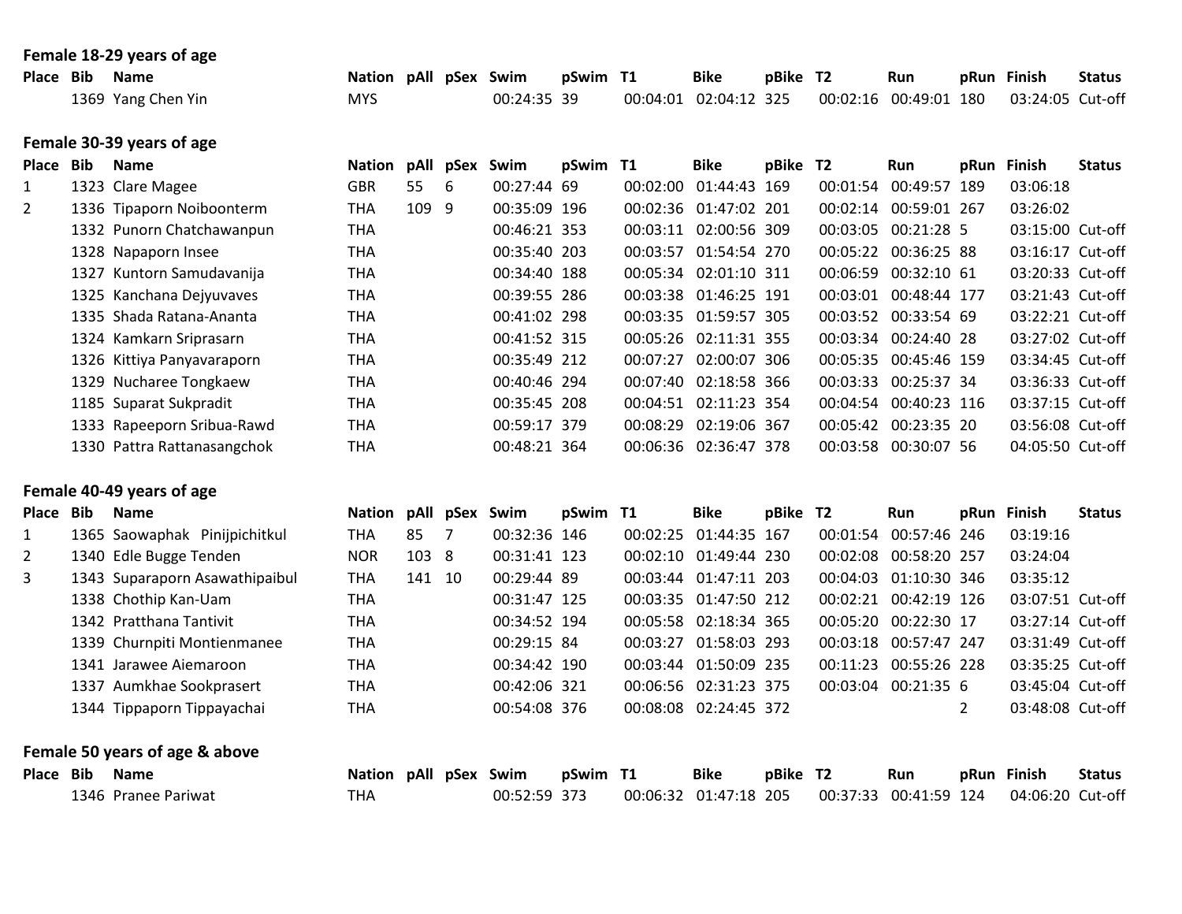### Female 18-29 years of age

| Place | Bib | Name | Nation | pAll | pSex | Swim | pSwim | T1 | Bike | pBike | T2 | Run | pRun | Finish | Status |
|---|---|---|---|---|---|---|---|---|---|---|---|---|---|---|---|
| | 1369 | Yang Chen Yin | MYS | | | 00:24:35 | 39 | 00:04:01 | 02:04:12 | 325 | 00:02:16 | 00:49:01 | 180 | 03:24:05 | Cut-off |

### Female 30-39 years of age

| Place | Bib | Name | Nation | pAll | pSex | Swim | pSwim | T1 | Bike | pBike | T2 | Run | pRun | Finish | Status |
|---|---|---|---|---|---|---|---|---|---|---|---|---|---|---|---|
| 1 | 1323 | Clare Magee | GBR | 55 | 6 | 00:27:44 | 69 | 00:02:00 | 01:44:43 | 169 | 00:01:54 | 00:49:57 | 189 | 03:06:18 | |
| 2 | 1336 | Tipaporn Noiboonterm | THA | 109 | 9 | 00:35:09 | 196 | 00:02:36 | 01:47:02 | 201 | 00:02:14 | 00:59:01 | 267 | 03:26:02 | |
| | 1332 | Punorn Chatchawanpun | THA | | | 00:46:21 | 353 | 00:03:11 | 02:00:56 | 309 | 00:03:05 | 00:21:28 | 5 | 03:15:00 | Cut-off |
| | 1328 | Napaporn Insee | THA | | | 00:35:40 | 203 | 00:03:57 | 01:54:54 | 270 | 00:05:22 | 00:36:25 | 88 | 03:16:17 | Cut-off |
| | 1327 | Kuntorn Samudavanija | THA | | | 00:34:40 | 188 | 00:05:34 | 02:01:10 | 311 | 00:06:59 | 00:32:10 | 61 | 03:20:33 | Cut-off |
| | 1325 | Kanchana Dejyuvaves | THA | | | 00:39:55 | 286 | 00:03:38 | 01:46:25 | 191 | 00:03:01 | 00:48:44 | 177 | 03:21:43 | Cut-off |
| | 1335 | Shada Ratana-Ananta | THA | | | 00:41:02 | 298 | 00:03:35 | 01:59:57 | 305 | 00:03:52 | 00:33:54 | 69 | 03:22:21 | Cut-off |
| | 1324 | Kamkarn Sriprasarn | THA | | | 00:41:52 | 315 | 00:05:26 | 02:11:31 | 355 | 00:03:34 | 00:24:40 | 28 | 03:27:02 | Cut-off |
| | 1326 | Kittiya Panyavaraporn | THA | | | 00:35:49 | 212 | 00:07:27 | 02:00:07 | 306 | 00:05:35 | 00:45:46 | 159 | 03:34:45 | Cut-off |
| | 1329 | Nucharee Tongkaew | THA | | | 00:40:46 | 294 | 00:07:40 | 02:18:58 | 366 | 00:03:33 | 00:25:37 | 34 | 03:36:33 | Cut-off |
| | 1185 | Suparat Sukpradit | THA | | | 00:35:45 | 208 | 00:04:51 | 02:11:23 | 354 | 00:04:54 | 00:40:23 | 116 | 03:37:15 | Cut-off |
| | 1333 | Rapeeporn Sribua-Rawd | THA | | | 00:59:17 | 379 | 00:08:29 | 02:19:06 | 367 | 00:05:42 | 00:23:35 | 20 | 03:56:08 | Cut-off |
| | 1330 | Pattra Rattanasangchok | THA | | | 00:48:21 | 364 | 00:06:36 | 02:36:47 | 378 | 00:03:58 | 00:30:07 | 56 | 04:05:50 | Cut-off |

### Female 40-49 years of age

| Place | Bib | Name | Nation | pAll | pSex | Swim | pSwim | T1 | Bike | pBike | T2 | Run | pRun | Finish | Status |
|---|---|---|---|---|---|---|---|---|---|---|---|---|---|---|---|
| 1 | 1365 | Saowaphak Pinijpichitkul | THA | 85 | 7 | 00:32:36 | 146 | 00:02:25 | 01:44:35 | 167 | 00:01:54 | 00:57:46 | 246 | 03:19:16 | |
| 2 | 1340 | Edle Bugge Tenden | NOR | 103 | 8 | 00:31:41 | 123 | 00:02:10 | 01:49:44 | 230 | 00:02:08 | 00:58:20 | 257 | 03:24:04 | |
| 3 | 1343 | Suparaporn Asawathipaibul | THA | 141 | 10 | 00:29:44 | 89 | 00:03:44 | 01:47:11 | 203 | 00:04:03 | 01:10:30 | 346 | 03:35:12 | |
| | 1338 | Chothip Kan-Uam | THA | | | 00:31:47 | 125 | 00:03:35 | 01:47:50 | 212 | 00:02:21 | 00:42:19 | 126 | 03:07:51 | Cut-off |
| | 1342 | Pratthana Tantivit | THA | | | 00:34:52 | 194 | 00:05:58 | 02:18:34 | 365 | 00:05:20 | 00:22:30 | 17 | 03:27:14 | Cut-off |
| | 1339 | Churnpiti Montienmanee | THA | | | 00:29:15 | 84 | 00:03:27 | 01:58:03 | 293 | 00:03:18 | 00:57:47 | 247 | 03:31:49 | Cut-off |
| | 1341 | Jarawee Aiemaroon | THA | | | 00:34:42 | 190 | 00:03:44 | 01:50:09 | 235 | 00:11:23 | 00:55:26 | 228 | 03:35:25 | Cut-off |
| | 1337 | Aumkhae Sookprasert | THA | | | 00:42:06 | 321 | 00:06:56 | 02:31:23 | 375 | 00:03:04 | 00:21:35 | 6 | 03:45:04 | Cut-off |
| | 1344 | Tippaporn Tippayachai | THA | | | 00:54:08 | 376 | 00:08:08 | 02:24:45 | 372 | | | 2 | 03:48:08 | Cut-off |

### Female 50 years of age & above

| Place | Bib | Name | Nation | pAll | pSex | Swim | pSwim | T1 | Bike | pBike | T2 | Run | pRun | Finish | Status |
|---|---|---|---|---|---|---|---|---|---|---|---|---|---|---|---|
| | 1346 | Pranee Pariwat | THA | | | 00:52:59 | 373 | 00:06:32 | 01:47:18 | 205 | 00:37:33 | 00:41:59 | 124 | 04:06:20 | Cut-off |